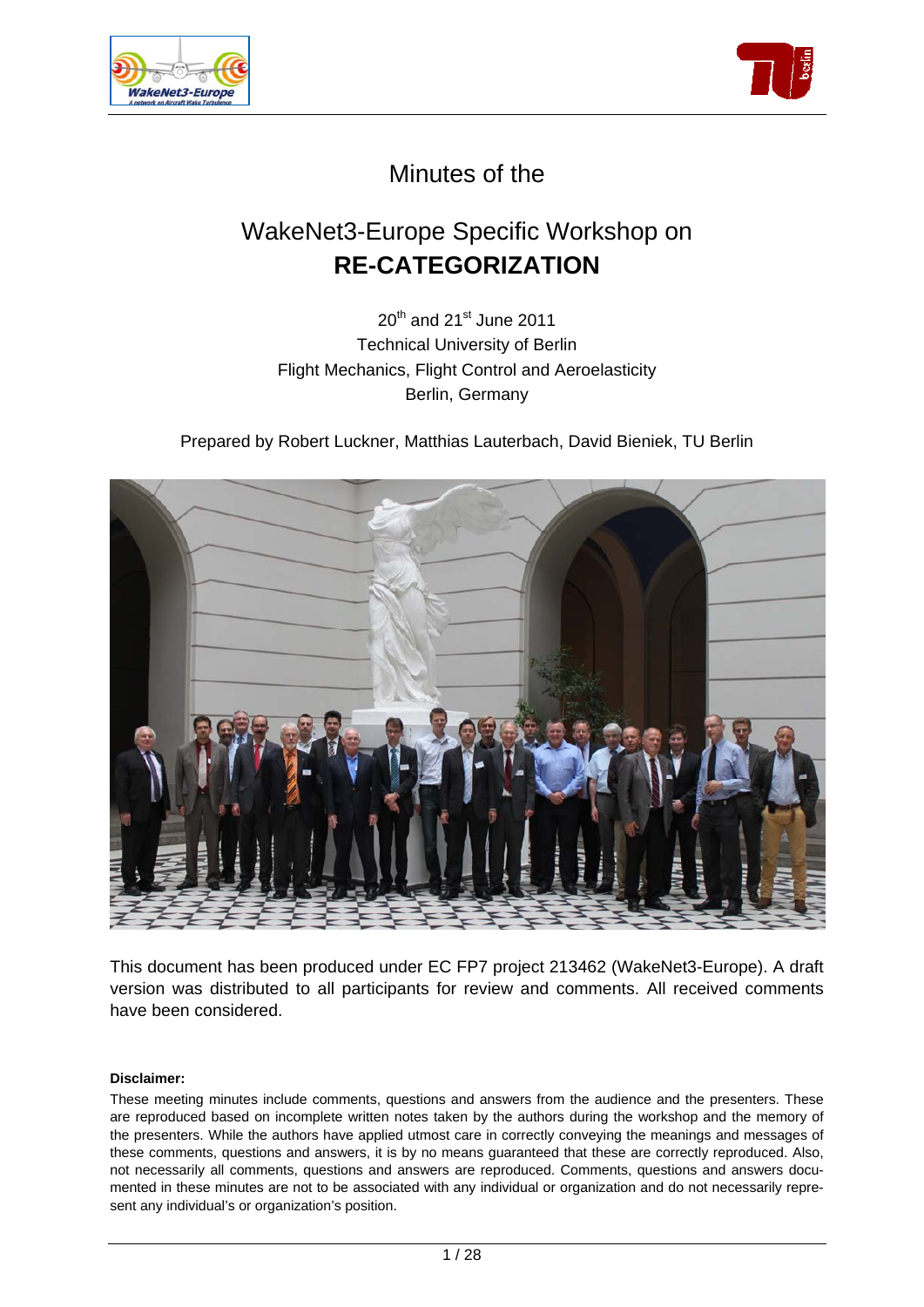Minutes of the

# WakeNet3-Europe Specific Workshop on **RE-CATEGORIZATION**

20th and 21st June 2011
Technical University of Berlin
Flight Mechanics, Flight Control and Aeroelasticity
Berlin, Germany

Prepared by Robert Luckner, Matthias Lauterbach, David Bieniek, TU Berlin

This document has been produced under EC FP7 project 213462 (WakeNet3-Europe). A draft version was distributed to all participants for review and comments. All received comments have been considered.

**Disclaimer:**

These meeting minutes include comments, questions and answers from the audience and the presenters. These are reproduced based on incomplete written notes taken by the authors during the workshop and the memory of the presenters. While the authors have applied utmost care in correctly conveying the meanings and messages of these comments, questions and answers, it is by no means guaranteed that these are correctly reproduced. Also, not necessarily all comments, questions and answers are reproduced. Comments, questions and answers documented in these minutes are not to be associated with any individual or organization and do not necessarily represent any individual's or organization's position.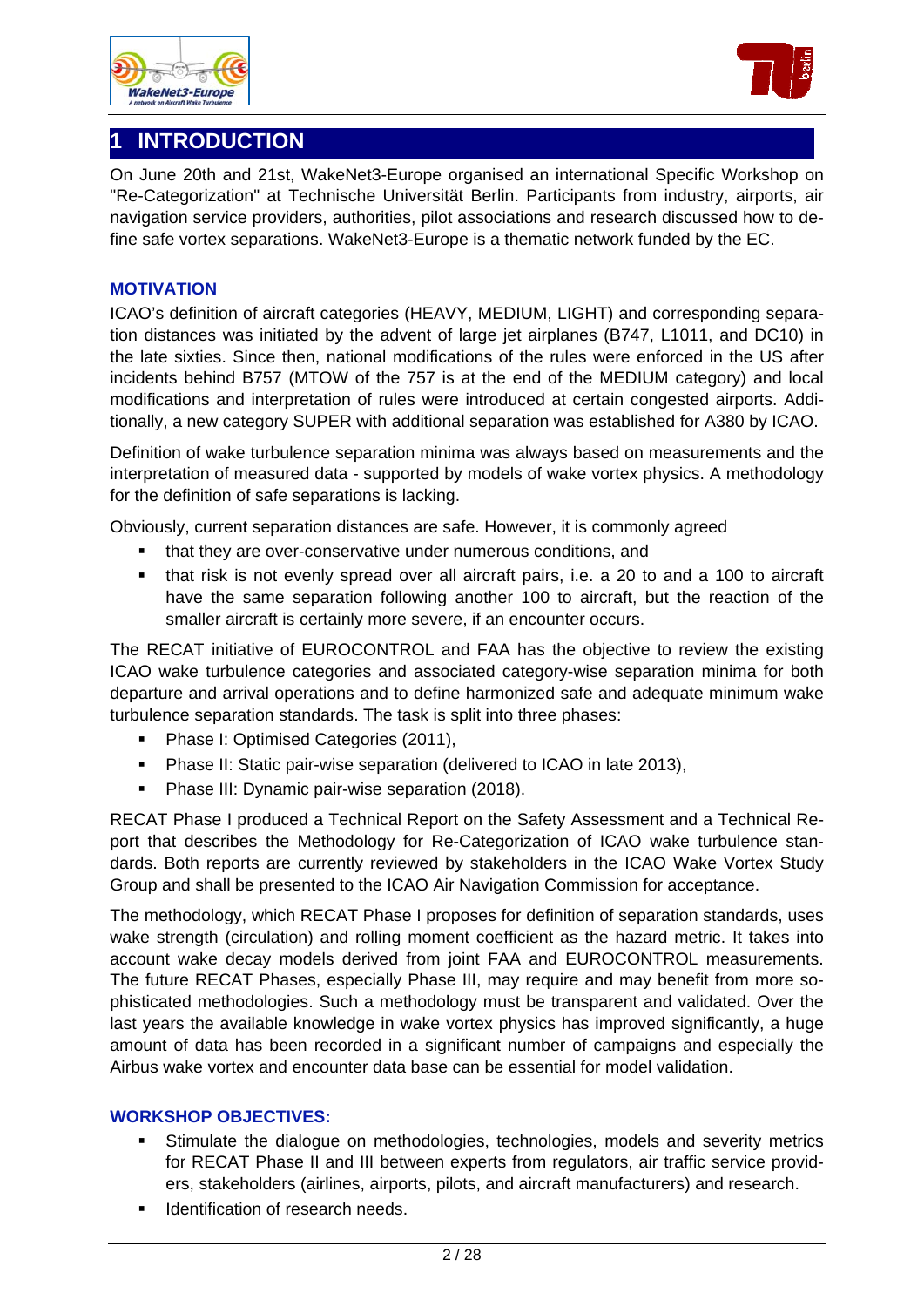# 1 INTRODUCTION

On June 20th and 21st, WakeNet3-Europe organised an international Specific Workshop on "Re-Categorization" at Technische Universität Berlin. Participants from industry, airports, air navigation service providers, authorities, pilot associations and research discussed how to define safe vortex separations. WakeNet3-Europe is a thematic network funded by the EC.

### MOTIVATION

ICAO's definition of aircraft categories (HEAVY, MEDIUM, LIGHT) and corresponding separation distances was initiated by the advent of large jet airplanes (B747, L1011, and DC10) in the late sixties. Since then, national modifications of the rules were enforced in the US after incidents behind B757 (MTOW of the 757 is at the end of the MEDIUM category) and local modifications and interpretation of rules were introduced at certain congested airports. Additionally, a new category SUPER with additional separation was established for A380 by ICAO.

Definition of wake turbulence separation minima was always based on measurements and the interpretation of measured data - supported by models of wake vortex physics. A methodology for the definition of safe separations is lacking.

Obviously, current separation distances are safe. However, it is commonly agreed

- that they are over-conservative under numerous conditions, and
- that risk is not evenly spread over all aircraft pairs, i.e. a 20 to and a 100 to aircraft have the same separation following another 100 to aircraft, but the reaction of the smaller aircraft is certainly more severe, if an encounter occurs.

The RECAT initiative of EUROCONTROL and FAA has the objective to review the existing ICAO wake turbulence categories and associated category-wise separation minima for both departure and arrival operations and to define harmonized safe and adequate minimum wake turbulence separation standards. The task is split into three phases:

- Phase I: Optimised Categories (2011),
- Phase II: Static pair-wise separation (delivered to ICAO in late 2013),
- Phase III: Dynamic pair-wise separation (2018).

RECAT Phase I produced a Technical Report on the Safety Assessment and a Technical Report that describes the Methodology for Re-Categorization of ICAO wake turbulence standards. Both reports are currently reviewed by stakeholders in the ICAO Wake Vortex Study Group and shall be presented to the ICAO Air Navigation Commission for acceptance.

The methodology, which RECAT Phase I proposes for definition of separation standards, uses wake strength (circulation) and rolling moment coefficient as the hazard metric. It takes into account wake decay models derived from joint FAA and EUROCONTROL measurements. The future RECAT Phases, especially Phase III, may require and may benefit from more sophisticated methodologies. Such a methodology must be transparent and validated. Over the last years the available knowledge in wake vortex physics has improved significantly, a huge amount of data has been recorded in a significant number of campaigns and especially the Airbus wake vortex and encounter data base can be essential for model validation.

### WORKSHOP OBJECTIVES:

- Stimulate the dialogue on methodologies, technologies, models and severity metrics for RECAT Phase II and III between experts from regulators, air traffic service providers, stakeholders (airlines, airports, pilots, and aircraft manufacturers) and research.
- Identification of research needs.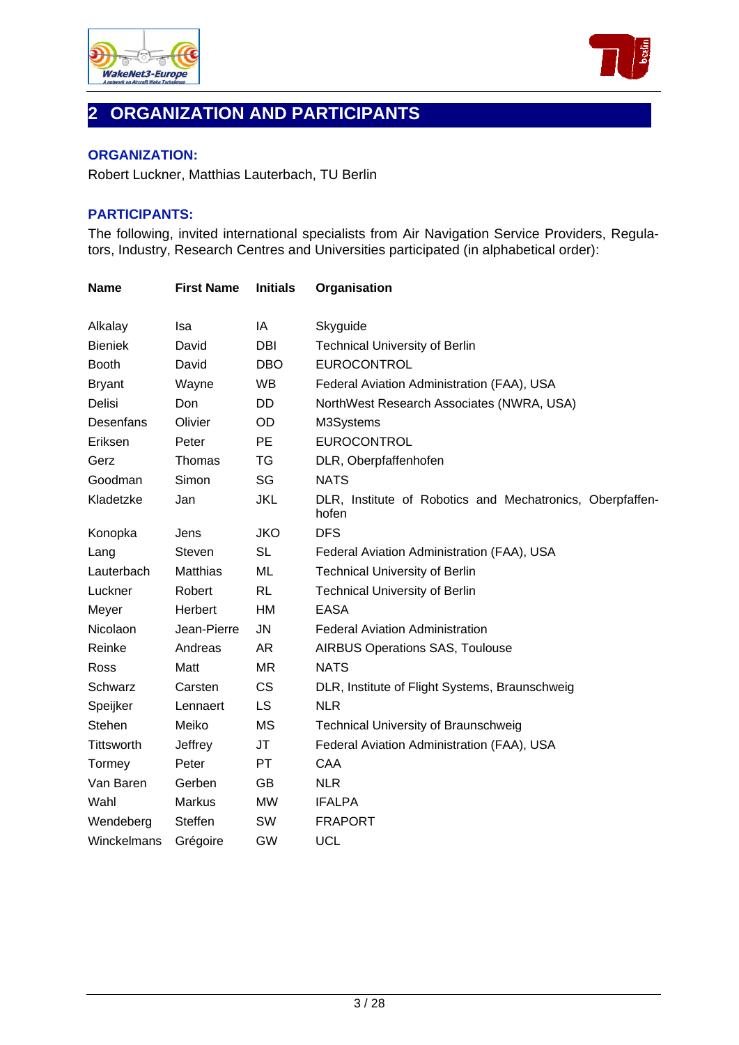# 2 ORGANIZATION AND PARTICIPANTS

### ORGANIZATION:

Robert Luckner, Matthias Lauterbach, TU Berlin

### PARTICIPANTS:

The following, invited international specialists from Air Navigation Service Providers, Regulators, Industry, Research Centres and Universities participated (in alphabetical order):

| Name | First Name | Initials | Organisation |
|---|---|---|---|
| Alkalay | Isa | IA | Skyguide |
| Bieniek | David | DBI | Technical University of Berlin |
| Booth | David | DBO | EUROCONTROL |
| Bryant | Wayne | WB | Federal Aviation Administration (FAA), USA |
| Delisi | Don | DD | NorthWest Research Associates (NWRA, USA) |
| Desenfans | Olivier | OD | M3Systems |
| Eriksen | Peter | PE | EUROCONTROL |
| Gerz | Thomas | TG | DLR, Oberpfaffenhofen |
| Goodman | Simon | SG | NATS |
| Kladetzke | Jan | JKL | DLR, Institute of Robotics and Mechatronics, Oberpfaffenhofen |
| Konopka | Jens | JKO | DFS |
| Lang | Steven | SL | Federal Aviation Administration (FAA), USA |
| Lauterbach | Matthias | ML | Technical University of Berlin |
| Luckner | Robert | RL | Technical University of Berlin |
| Meyer | Herbert | HM | EASA |
| Nicolaon | Jean-Pierre | JN | Federal Aviation Administration |
| Reinke | Andreas | AR | AIRBUS Operations SAS, Toulouse |
| Ross | Matt | MR | NATS |
| Schwarz | Carsten | CS | DLR, Institute of Flight Systems, Braunschweig |
| Speijker | Lennaert | LS | NLR |
| Stehen | Meiko | MS | Technical University of Braunschweig |
| Tittsworth | Jeffrey | JT | Federal Aviation Administration (FAA), USA |
| Tormey | Peter | PT | CAA |
| Van Baren | Gerben | GB | NLR |
| Wahl | Markus | MW | IFALPA |
| Wendeberg | Steffen | SW | FRAPORT |
| Winckelmans | Grégoire | GW | UCL |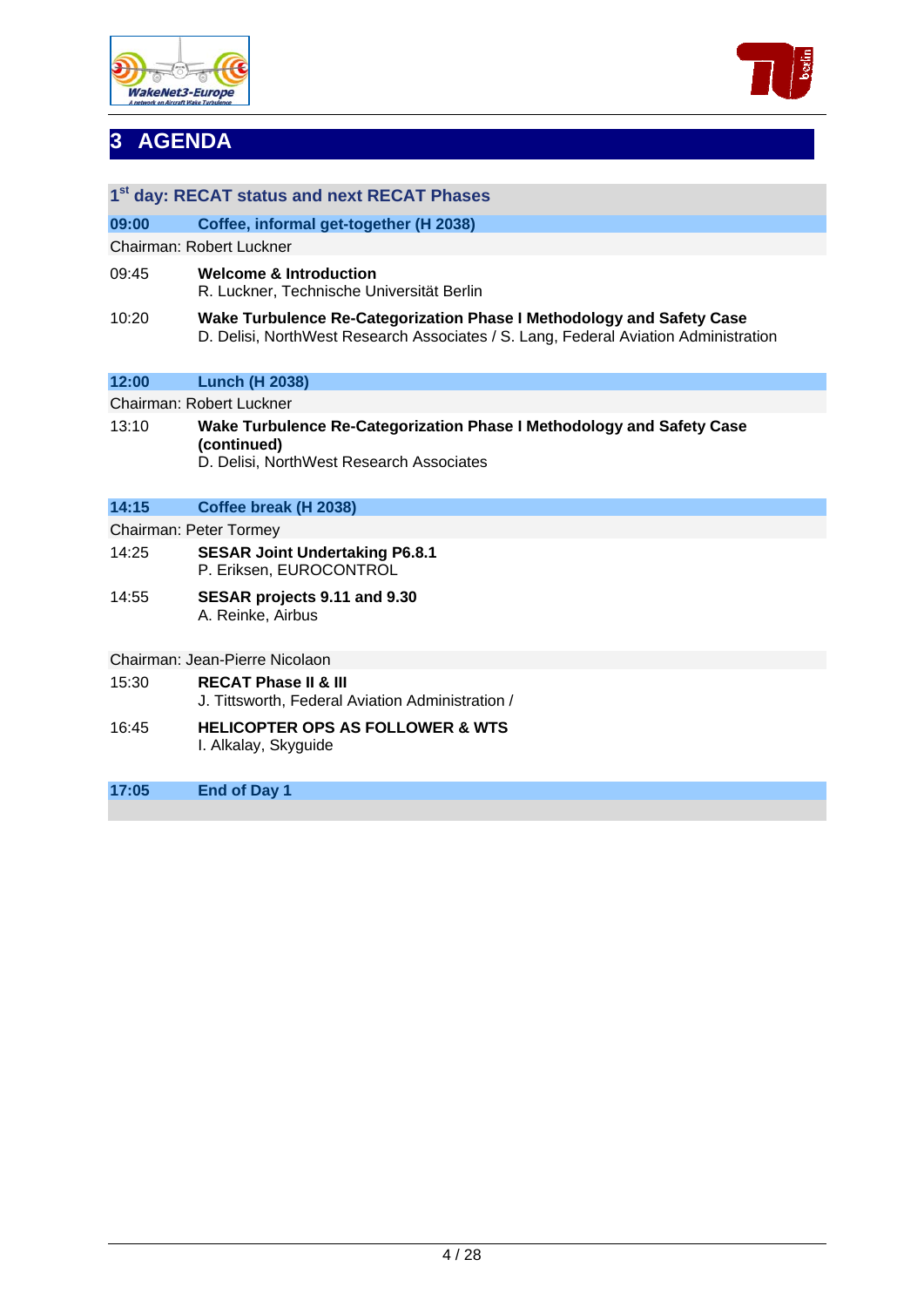# 3 AGENDA

## 1[st] day: RECAT status and next RECAT Phases

**09:00** **Coffee, informal get-together (H 2038)**

Chairman: Robert Luckner

09:45 **Welcome & Introduction**
R. Luckner, Technische Universität Berlin

10:20 **Wake Turbulence Re-Categorization Phase I Methodology and Safety Case**
D. Delisi, NorthWest Research Associates / S. Lang, Federal Aviation Administration

**12:00** **Lunch (H 2038)**

Chairman: Robert Luckner

13:10 **Wake Turbulence Re-Categorization Phase I Methodology and Safety Case (continued)**
D. Delisi, NorthWest Research Associates

**14:15** **Coffee break (H 2038)**

Chairman: Peter Tormey

14:25 **SESAR Joint Undertaking P6.8.1**
P. Eriksen, EUROCONTROL

14:55 **SESAR projects 9.11 and 9.30**
A. Reinke, Airbus

Chairman: Jean-Pierre Nicolaon

15:30 **RECAT Phase II & III**
J. Tittsworth, Federal Aviation Administration /

16:45 **HELICOPTER OPS AS FOLLOWER & WTS**
I. Alkalay, Skyguide

**17:05** **End of Day 1**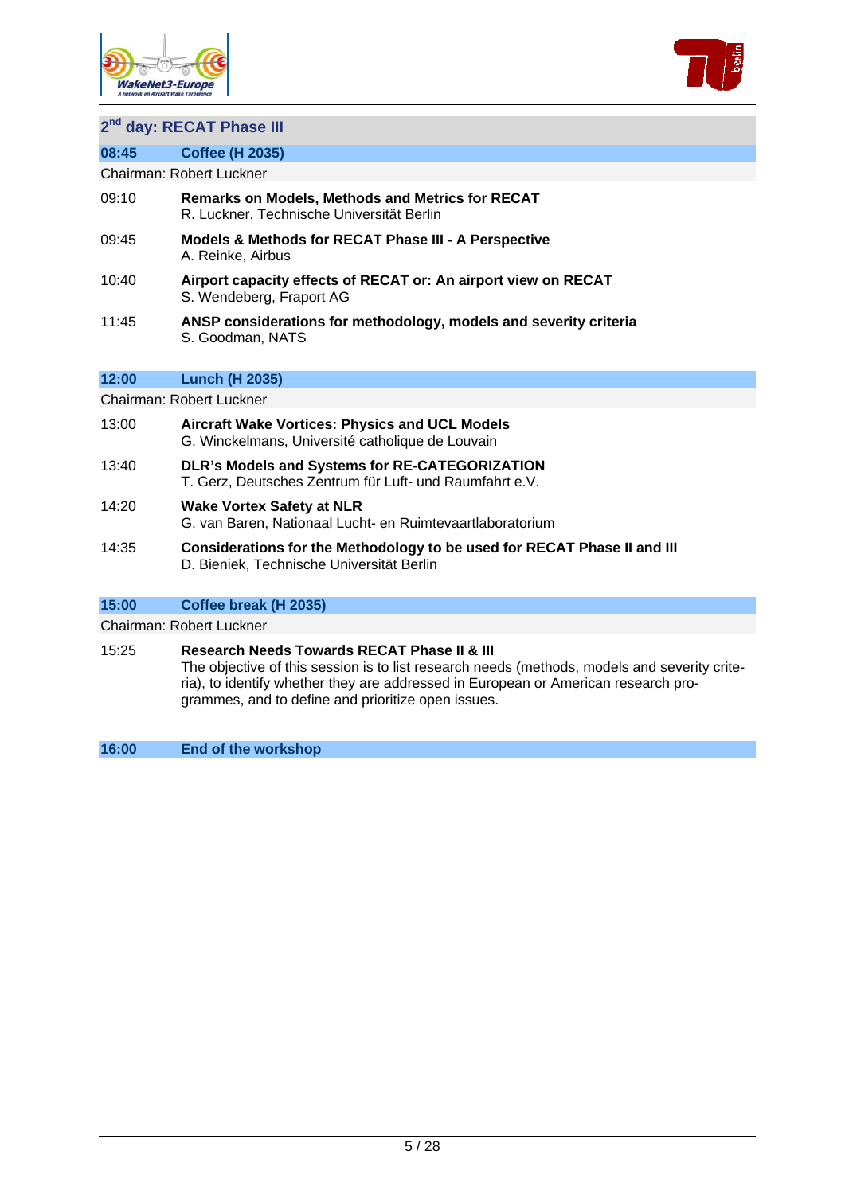## 2nd day: RECAT Phase III

| | |
|---|---|
| **08:45** | **Coffee (H 2035)** |
| Chairman: Robert Luckner | |
| 09:10 | **Remarks on Models, Methods and Metrics for RECAT**<br>R. Luckner, Technische Universität Berlin |
| 09:45 | **Models & Methods for RECAT Phase III - A Perspective**<br>A. Reinke, Airbus |
| 10:40 | **Airport capacity effects of RECAT or: An airport view on RECAT**<br>S. Wendeberg, Fraport AG |
| 11:45 | **ANSP considerations for methodology, models and severity criteria**<br>S. Goodman, NATS |
| **12:00** | **Lunch (H 2035)** |
| Chairman: Robert Luckner | |
| 13:00 | **Aircraft Wake Vortices: Physics and UCL Models**<br>G. Winckelmans, Université catholique de Louvain |
| 13:40 | **DLR's Models and Systems for RE-CATEGORIZATION**<br>T. Gerz, Deutsches Zentrum für Luft- und Raumfahrt e.V. |
| 14:20 | **Wake Vortex Safety at NLR**<br>G. van Baren, Nationaal Lucht- en Ruimtevaartlaboratorium |
| 14:35 | **Considerations for the Methodology to be used for RECAT Phase II and III**<br>D. Bieniek, Technische Universität Berlin |
| **15:00** | **Coffee break (H 2035)** |
| Chairman: Robert Luckner | |
| 15:25 | **Research Needs Towards RECAT Phase II & III**<br>The objective of this session is to list research needs (methods, models and severity criteria), to identify whether they are addressed in European or American research programmes, and to define and prioritize open issues. |
| **16:00** | **End of the workshop** |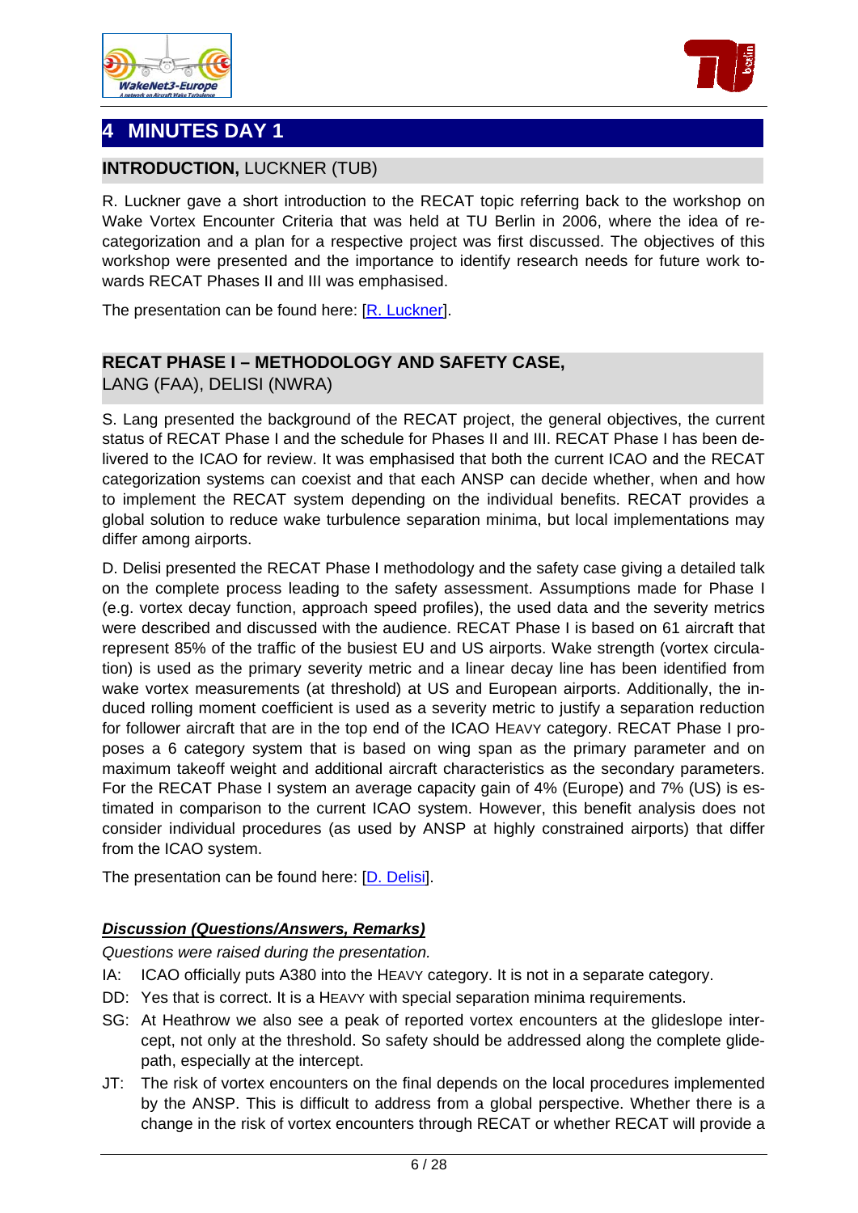# 4 MINUTES DAY 1

## INTRODUCTION, LUCKNER (TUB)

R. Luckner gave a short introduction to the RECAT topic referring back to the workshop on Wake Vortex Encounter Criteria that was held at TU Berlin in 2006, where the idea of re-categorization and a plan for a respective project was first discussed. The objectives of this workshop were presented and the importance to identify research needs for future work towards RECAT Phases II and III was emphasised.

The presentation can be found here: [R. Luckner].

## RECAT PHASE I – METHODOLOGY AND SAFETY CASE, LANG (FAA), DELISI (NWRA)

S. Lang presented the background of the RECAT project, the general objectives, the current status of RECAT Phase I and the schedule for Phases II and III. RECAT Phase I has been delivered to the ICAO for review. It was emphasised that both the current ICAO and the RECAT categorization systems can coexist and that each ANSP can decide whether, when and how to implement the RECAT system depending on the individual benefits. RECAT provides a global solution to reduce wake turbulence separation minima, but local implementations may differ among airports.

D. Delisi presented the RECAT Phase I methodology and the safety case giving a detailed talk on the complete process leading to the safety assessment. Assumptions made for Phase I (e.g. vortex decay function, approach speed profiles), the used data and the severity metrics were described and discussed with the audience. RECAT Phase I is based on 61 aircraft that represent 85% of the traffic of the busiest EU and US airports. Wake strength (vortex circulation) is used as the primary severity metric and a linear decay line has been identified from wake vortex measurements (at threshold) at US and European airports. Additionally, the induced rolling moment coefficient is used as a severity metric to justify a separation reduction for follower aircraft that are in the top end of the ICAO HEAVY category. RECAT Phase I proposes a 6 category system that is based on wing span as the primary parameter and on maximum takeoff weight and additional aircraft characteristics as the secondary parameters. For the RECAT Phase I system an average capacity gain of 4% (Europe) and 7% (US) is estimated in comparison to the current ICAO system. However, this benefit analysis does not consider individual procedures (as used by ANSP at highly constrained airports) that differ from the ICAO system.

The presentation can be found here: [D. Delisi].

### *Discussion (Questions/Answers, Remarks)*

*Questions were raised during the presentation.*

IA: ICAO officially puts A380 into the HEAVY category. It is not in a separate category.

DD: Yes that is correct. It is a HEAVY with special separation minima requirements.

SG: At Heathrow we also see a peak of reported vortex encounters at the glideslope intercept, not only at the threshold. So safety should be addressed along the complete glidepath, especially at the intercept.

JT: The risk of vortex encounters on the final depends on the local procedures implemented by the ANSP. This is difficult to address from a global perspective. Whether there is a change in the risk of vortex encounters through RECAT or whether RECAT will provide a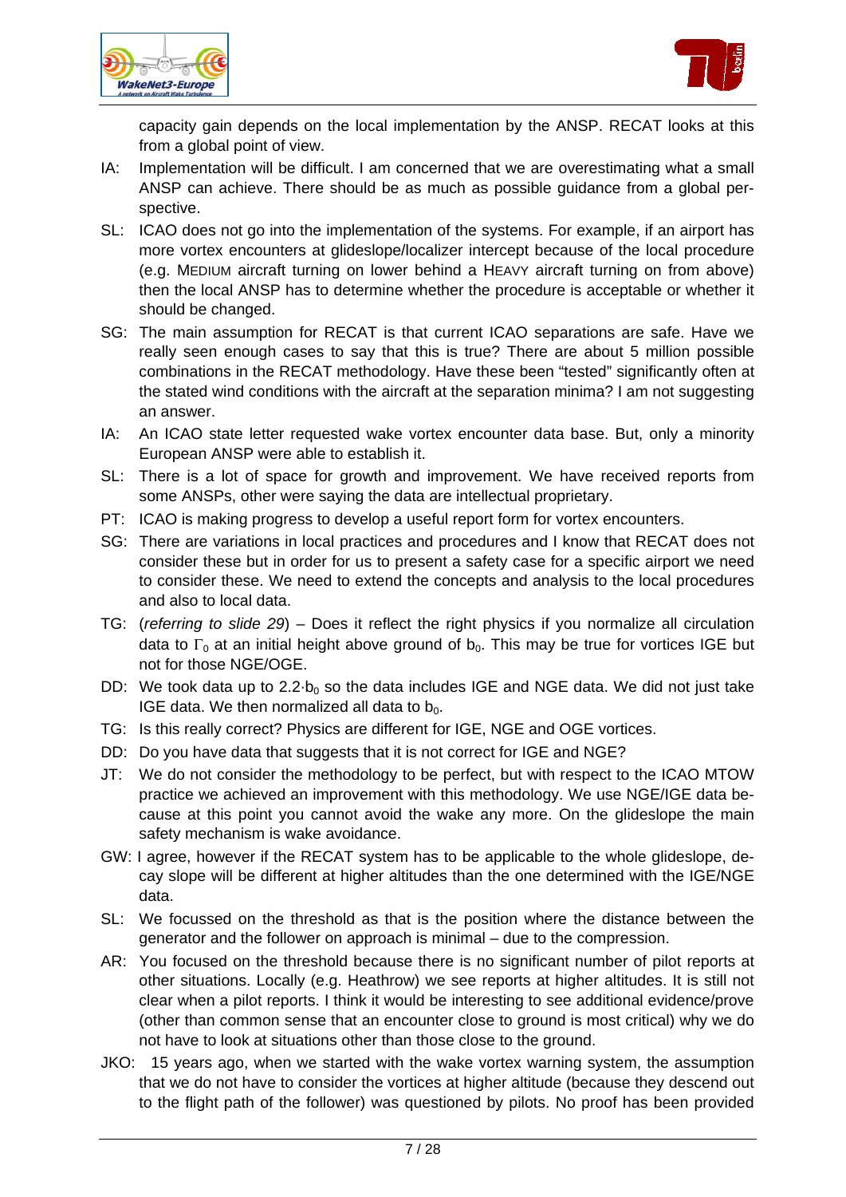capacity gain depends on the local implementation by the ANSP. RECAT looks at this from a global point of view.

IA: Implementation will be difficult. I am concerned that we are overestimating what a small ANSP can achieve. There should be as much as possible guidance from a global perspective.

SL: ICAO does not go into the implementation of the systems. For example, if an airport has more vortex encounters at glideslope/localizer intercept because of the local procedure (e.g. MEDIUM aircraft turning on lower behind a HEAVY aircraft turning on from above) then the local ANSP has to determine whether the procedure is acceptable or whether it should be changed.

SG: The main assumption for RECAT is that current ICAO separations are safe. Have we really seen enough cases to say that this is true? There are about 5 million possible combinations in the RECAT methodology. Have these been "tested" significantly often at the stated wind conditions with the aircraft at the separation minima? I am not suggesting an answer.

IA: An ICAO state letter requested wake vortex encounter data base. But, only a minority European ANSP were able to establish it.

SL: There is a lot of space for growth and improvement. We have received reports from some ANSPs, other were saying the data are intellectual proprietary.

PT: ICAO is making progress to develop a useful report form for vortex encounters.

SG: There are variations in local practices and procedures and I know that RECAT does not consider these but in order for us to present a safety case for a specific airport we need to consider these. We need to extend the concepts and analysis to the local procedures and also to local data.

TG: (*referring to slide 29*) – Does it reflect the right physics if you normalize all circulation data to $\Gamma_0$ at an initial height above ground of $b_0$. This may be true for vortices IGE but not for those NGE/OGE.

DD: We took data up to $2.2 \cdot b_0$ so the data includes IGE and NGE data. We did not just take IGE data. We then normalized all data to $b_0$.

TG: Is this really correct? Physics are different for IGE, NGE and OGE vortices.

DD: Do you have data that suggests that it is not correct for IGE and NGE?

JT: We do not consider the methodology to be perfect, but with respect to the ICAO MTOW practice we achieved an improvement with this methodology. We use NGE/IGE data because at this point you cannot avoid the wake any more. On the glideslope the main safety mechanism is wake avoidance.

GW: I agree, however if the RECAT system has to be applicable to the whole glideslope, decay slope will be different at higher altitudes than the one determined with the IGE/NGE data.

SL: We focussed on the threshold as that is the position where the distance between the generator and the follower on approach is minimal – due to the compression.

AR: You focused on the threshold because there is no significant number of pilot reports at other situations. Locally (e.g. Heathrow) we see reports at higher altitudes. It is still not clear when a pilot reports. I think it would be interesting to see additional evidence/prove (other than common sense that an encounter close to ground is most critical) why we do not have to look at situations other than those close to the ground.

JKO: 15 years ago, when we started with the wake vortex warning system, the assumption that we do not have to consider the vortices at higher altitude (because they descend out to the flight path of the follower) was questioned by pilots. No proof has been provided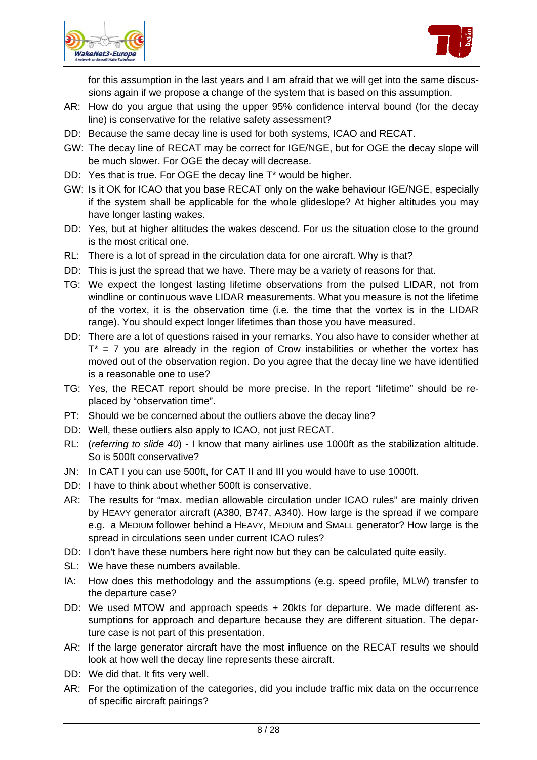for this assumption in the last years and I am afraid that we will get into the same discussions again if we propose a change of the system that is based on this assumption.

AR: How do you argue that using the upper 95% confidence interval bound (for the decay line) is conservative for the relative safety assessment?

DD: Because the same decay line is used for both systems, ICAO and RECAT.

GW: The decay line of RECAT may be correct for IGE/NGE, but for OGE the decay slope will be much slower. For OGE the decay will decrease.

DD: Yes that is true. For OGE the decay line T* would be higher.

GW: Is it OK for ICAO that you base RECAT only on the wake behaviour IGE/NGE, especially if the system shall be applicable for the whole glideslope? At higher altitudes you may have longer lasting wakes.

DD: Yes, but at higher altitudes the wakes descend. For us the situation close to the ground is the most critical one.

RL: There is a lot of spread in the circulation data for one aircraft. Why is that?

DD: This is just the spread that we have. There may be a variety of reasons for that.

TG: We expect the longest lasting lifetime observations from the pulsed LIDAR, not from windline or continuous wave LIDAR measurements. What you measure is not the lifetime of the vortex, it is the observation time (i.e. the time that the vortex is in the LIDAR range). You should expect longer lifetimes than those you have measured.

DD: There are a lot of questions raised in your remarks. You also have to consider whether at $T^* = 7$ you are already in the region of Crow instabilities or whether the vortex has moved out of the observation region. Do you agree that the decay line we have identified is a reasonable one to use?

TG: Yes, the RECAT report should be more precise. In the report "lifetime" should be replaced by "observation time".

PT: Should we be concerned about the outliers above the decay line?

DD: Well, these outliers also apply to ICAO, not just RECAT.

RL: (*referring to slide 40*) - I know that many airlines use 1000ft as the stabilization altitude. So is 500ft conservative?

JN: In CAT I you can use 500ft, for CAT II and III you would have to use 1000ft.

DD: I have to think about whether 500ft is conservative.

AR: The results for "max. median allowable circulation under ICAO rules" are mainly driven by HEAVY generator aircraft (A380, B747, A340). How large is the spread if we compare e.g. a MEDIUM follower behind a HEAVY, MEDIUM and SMALL generator? How large is the spread in circulations seen under current ICAO rules?

DD: I don't have these numbers here right now but they can be calculated quite easily.

SL: We have these numbers available.

IA: How does this methodology and the assumptions (e.g. speed profile, MLW) transfer to the departure case?

DD: We used MTOW and approach speeds + 20kts for departure. We made different assumptions for approach and departure because they are different situation. The departure case is not part of this presentation.

AR: If the large generator aircraft have the most influence on the RECAT results we should look at how well the decay line represents these aircraft.

DD: We did that. It fits very well.

AR: For the optimization of the categories, did you include traffic mix data on the occurrence of specific aircraft pairings?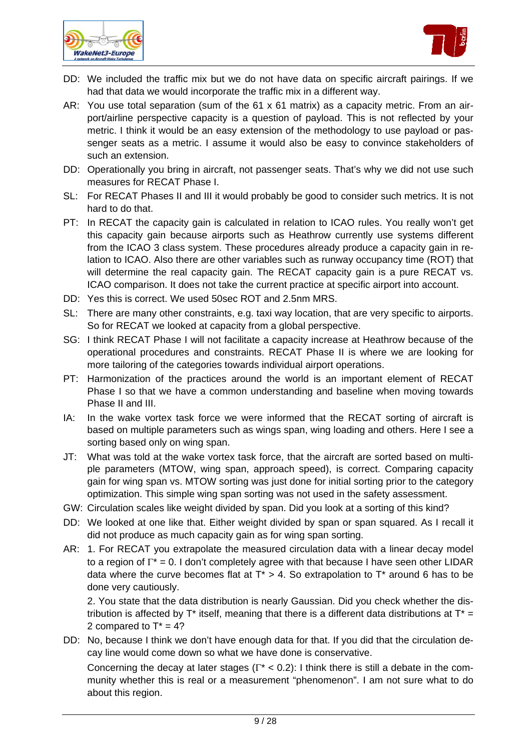DD: We included the traffic mix but we do not have data on specific aircraft pairings. If we had that data we would incorporate the traffic mix in a different way.

AR: You use total separation (sum of the 61 x 61 matrix) as a capacity metric. From an airport/airline perspective capacity is a question of payload. This is not reflected by your metric. I think it would be an easy extension of the methodology to use payload or passenger seats as a metric. I assume it would also be easy to convince stakeholders of such an extension.

DD: Operationally you bring in aircraft, not passenger seats. That's why we did not use such measures for RECAT Phase I.

SL: For RECAT Phases II and III it would probably be good to consider such metrics. It is not hard to do that.

PT: In RECAT the capacity gain is calculated in relation to ICAO rules. You really won't get this capacity gain because airports such as Heathrow currently use systems different from the ICAO 3 class system. These procedures already produce a capacity gain in relation to ICAO. Also there are other variables such as runway occupancy time (ROT) that will determine the real capacity gain. The RECAT capacity gain is a pure RECAT vs. ICAO comparison. It does not take the current practice at specific airport into account.

DD: Yes this is correct. We used 50sec ROT and 2.5nm MRS.

SL: There are many other constraints, e.g. taxi way location, that are very specific to airports. So for RECAT we looked at capacity from a global perspective.

SG: I think RECAT Phase I will not facilitate a capacity increase at Heathrow because of the operational procedures and constraints. RECAT Phase II is where we are looking for more tailoring of the categories towards individual airport operations.

PT: Harmonization of the practices around the world is an important element of RECAT Phase I so that we have a common understanding and baseline when moving towards Phase II and III.

IA: In the wake vortex task force we were informed that the RECAT sorting of aircraft is based on multiple parameters such as wings span, wing loading and others. Here I see a sorting based only on wing span.

JT: What was told at the wake vortex task force, that the aircraft are sorted based on multiple parameters (MTOW, wing span, approach speed), is correct. Comparing capacity gain for wing span vs. MTOW sorting was just done for initial sorting prior to the category optimization. This simple wing span sorting was not used in the safety assessment.

GW: Circulation scales like weight divided by span. Did you look at a sorting of this kind?

DD: We looked at one like that. Either weight divided by span or span squared. As I recall it did not produce as much capacity gain as for wing span sorting.

AR: 1. For RECAT you extrapolate the measured circulation data with a linear decay model to a region of $\Gamma^* = 0$. I don't completely agree with that because I have seen other LIDAR data where the curve becomes flat at $T^* > 4$. So extrapolation to $T^*$ around 6 has to be done very cautiously.

2. You state that the data distribution is nearly Gaussian. Did you check whether the distribution is affected by $T^*$ itself, meaning that there is a different data distributions at $T^* = 2$ compared to $T^* = 4$?

DD: No, because I think we don't have enough data for that. If you did that the circulation decay line would come down so what we have done is conservative.

Concerning the decay at later stages ($\Gamma^* < 0.2$): I think there is still a debate in the community whether this is real or a measurement "phenomenon". I am not sure what to do about this region.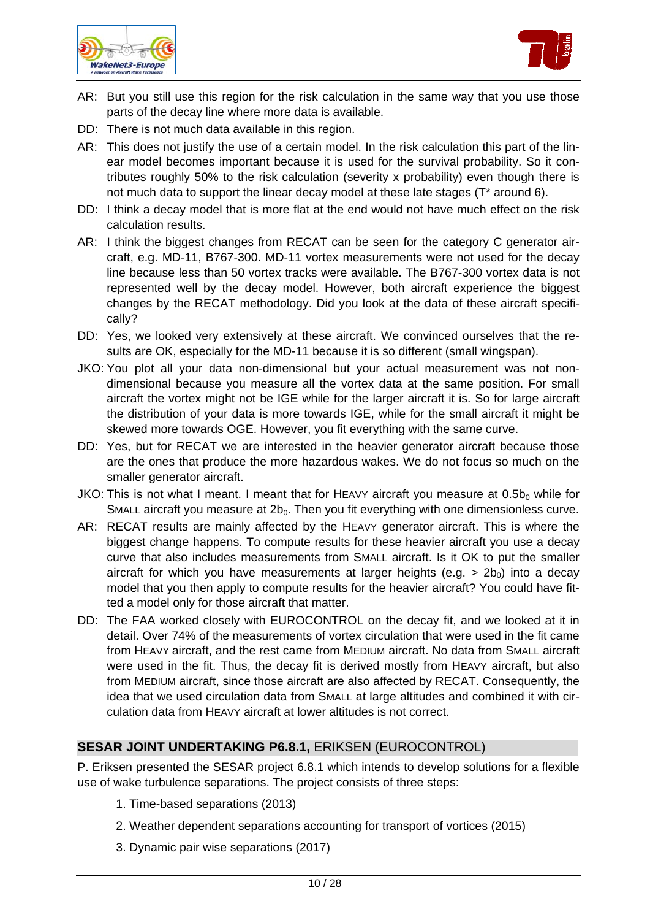AR: But you still use this region for the risk calculation in the same way that you use those parts of the decay line where more data is available.

DD: There is not much data available in this region.

AR: This does not justify the use of a certain model. In the risk calculation this part of the linear model becomes important because it is used for the survival probability. So it contributes roughly 50% to the risk calculation (severity x probability) even though there is not much data to support the linear decay model at these late stages (T* around 6).

DD: I think a decay model that is more flat at the end would not have much effect on the risk calculation results.

AR: I think the biggest changes from RECAT can be seen for the category C generator aircraft, e.g. MD-11, B767-300. MD-11 vortex measurements were not used for the decay line because less than 50 vortex tracks were available. The B767-300 vortex data is not represented well by the decay model. However, both aircraft experience the biggest changes by the RECAT methodology. Did you look at the data of these aircraft specifically?

DD: Yes, we looked very extensively at these aircraft. We convinced ourselves that the results are OK, especially for the MD-11 because it is so different (small wingspan).

JKO: You plot all your data non-dimensional but your actual measurement was not non-dimensional because you measure all the vortex data at the same position. For small aircraft the vortex might not be IGE while for the larger aircraft it is. So for large aircraft the distribution of your data is more towards IGE, while for the small aircraft it might be skewed more towards OGE. However, you fit everything with the same curve.

DD: Yes, but for RECAT we are interested in the heavier generator aircraft because those are the ones that produce the more hazardous wakes. We do not focus so much on the smaller generator aircraft.

JKO: This is not what I meant. I meant that for HEAVY aircraft you measure at $0.5b_0$ while for SMALL aircraft you measure at $2b_0$. Then you fit everything with one dimensionless curve.

AR: RECAT results are mainly affected by the HEAVY generator aircraft. This is where the biggest change happens. To compute results for these heavier aircraft you use a decay curve that also includes measurements from SMALL aircraft. Is it OK to put the smaller aircraft for which you have measurements at larger heights (e.g. $> 2b_0$) into a decay model that you then apply to compute results for the heavier aircraft? You could have fitted a model only for those aircraft that matter.

DD: The FAA worked closely with EUROCONTROL on the decay fit, and we looked at it in detail. Over 74% of the measurements of vortex circulation that were used in the fit came from HEAVY aircraft, and the rest came from MEDIUM aircraft. No data from SMALL aircraft were used in the fit. Thus, the decay fit is derived mostly from HEAVY aircraft, but also from MEDIUM aircraft, since those aircraft are also affected by RECAT. Consequently, the idea that we used circulation data from SMALL at large altitudes and combined it with circulation data from HEAVY aircraft at lower altitudes is not correct.

## SESAR JOINT UNDERTAKING P6.8.1, ERIKSEN (EUROCONTROL)

P. Eriksen presented the SESAR project 6.8.1 which intends to develop solutions for a flexible use of wake turbulence separations. The project consists of three steps:

1. Time-based separations (2013)
2. Weather dependent separations accounting for transport of vortices (2015)
3. Dynamic pair wise separations (2017)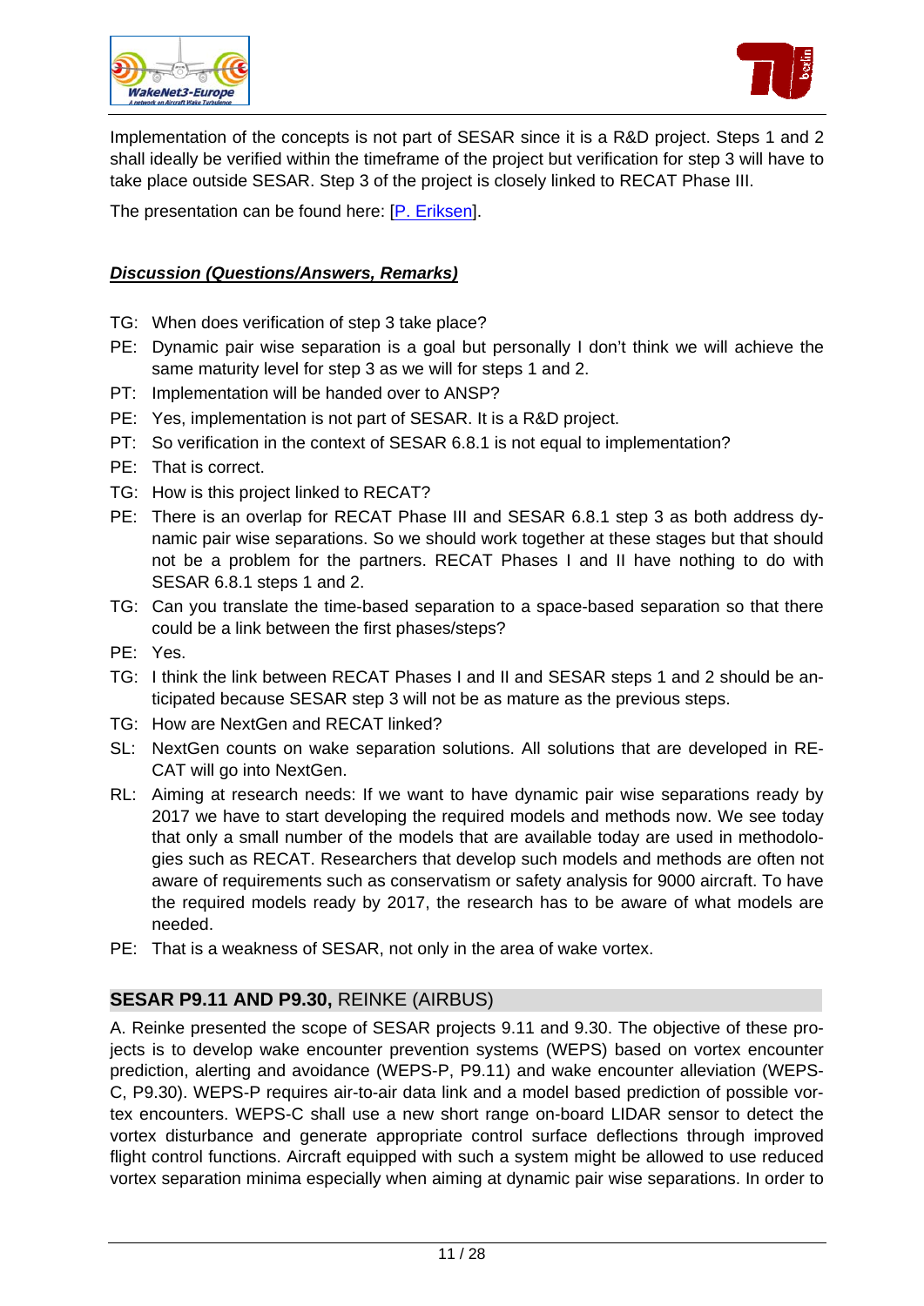Implementation of the concepts is not part of SESAR since it is a R&D project. Steps 1 and 2 shall ideally be verified within the timeframe of the project but verification for step 3 will have to take place outside SESAR. Step 3 of the project is closely linked to RECAT Phase III.

The presentation can be found here: [P. Eriksen].

***Discussion (Questions/Answers, Remarks)***

TG: When does verification of step 3 take place?

PE: Dynamic pair wise separation is a goal but personally I don't think we will achieve the same maturity level for step 3 as we will for steps 1 and 2.

PT: Implementation will be handed over to ANSP?

PE: Yes, implementation is not part of SESAR. It is a R&D project.

PT: So verification in the context of SESAR 6.8.1 is not equal to implementation?

PE: That is correct.

TG: How is this project linked to RECAT?

PE: There is an overlap for RECAT Phase III and SESAR 6.8.1 step 3 as both address dynamic pair wise separations. So we should work together at these stages but that should not be a problem for the partners. RECAT Phases I and II have nothing to do with SESAR 6.8.1 steps 1 and 2.

TG: Can you translate the time-based separation to a space-based separation so that there could be a link between the first phases/steps?

PE: Yes.

TG: I think the link between RECAT Phases I and II and SESAR steps 1 and 2 should be anticipated because SESAR step 3 will not be as mature as the previous steps.

TG: How are NextGen and RECAT linked?

SL: NextGen counts on wake separation solutions. All solutions that are developed in RECAT will go into NextGen.

RL: Aiming at research needs: If we want to have dynamic pair wise separations ready by 2017 we have to start developing the required models and methods now. We see today that only a small number of the models that are available today are used in methodologies such as RECAT. Researchers that develop such models and methods are often not aware of requirements such as conservatism or safety analysis for 9000 aircraft. To have the required models ready by 2017, the research has to be aware of what models are needed.

PE: That is a weakness of SESAR, not only in the area of wake vortex.

## SESAR P9.11 AND P9.30, REINKE (AIRBUS)

A. Reinke presented the scope of SESAR projects 9.11 and 9.30. The objective of these projects is to develop wake encounter prevention systems (WEPS) based on vortex encounter prediction, alerting and avoidance (WEPS-P, P9.11) and wake encounter alleviation (WEPS-C, P9.30). WEPS-P requires air-to-air data link and a model based prediction of possible vortex encounters. WEPS-C shall use a new short range on-board LIDAR sensor to detect the vortex disturbance and generate appropriate control surface deflections through improved flight control functions. Aircraft equipped with such a system might be allowed to use reduced vortex separation minima especially when aiming at dynamic pair wise separations. In order to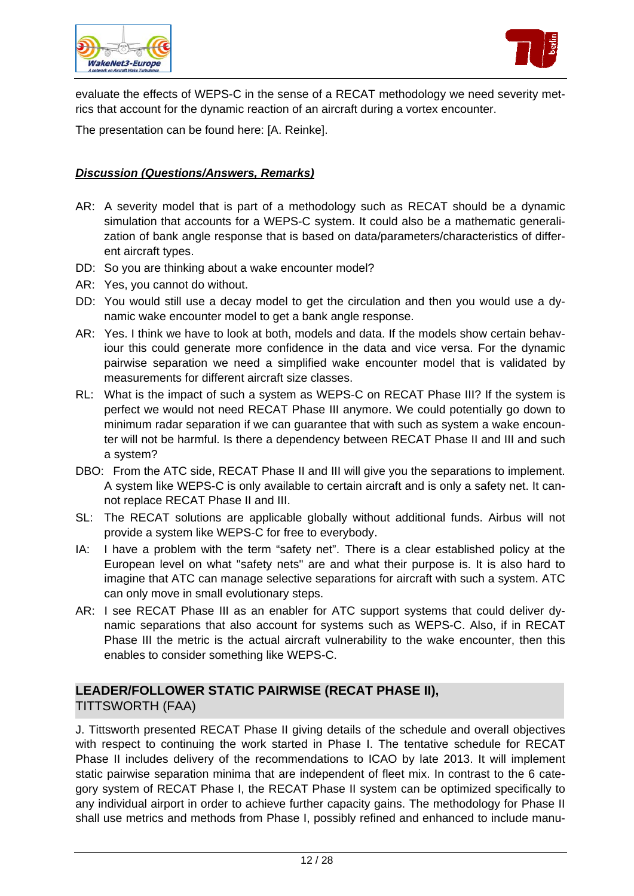evaluate the effects of WEPS-C in the sense of a RECAT methodology we need severity metrics that account for the dynamic reaction of an aircraft during a vortex encounter.

The presentation can be found here: [A. Reinke].

***<u>Discussion (Questions/Answers, Remarks)</u>***

AR: A severity model that is part of a methodology such as RECAT should be a dynamic simulation that accounts for a WEPS-C system. It could also be a mathematic generalization of bank angle response that is based on data/parameters/characteristics of different aircraft types.

DD: So you are thinking about a wake encounter model?

AR: Yes, you cannot do without.

DD: You would still use a decay model to get the circulation and then you would use a dynamic wake encounter model to get a bank angle response.

AR: Yes. I think we have to look at both, models and data. If the models show certain behaviour this could generate more confidence in the data and vice versa. For the dynamic pairwise separation we need a simplified wake encounter model that is validated by measurements for different aircraft size classes.

RL: What is the impact of such a system as WEPS-C on RECAT Phase III? If the system is perfect we would not need RECAT Phase III anymore. We could potentially go down to minimum radar separation if we can guarantee that with such as system a wake encounter will not be harmful. Is there a dependency between RECAT Phase II and III and such a system?

DBO: From the ATC side, RECAT Phase II and III will give you the separations to implement. A system like WEPS-C is only available to certain aircraft and is only a safety net. It cannot replace RECAT Phase II and III.

SL: The RECAT solutions are applicable globally without additional funds. Airbus will not provide a system like WEPS-C for free to everybody.

IA: I have a problem with the term “safety net”. There is a clear established policy at the European level on what "safety nets" are and what their purpose is. It is also hard to imagine that ATC can manage selective separations for aircraft with such a system. ATC can only move in small evolutionary steps.

AR: I see RECAT Phase III as an enabler for ATC support systems that could deliver dynamic separations that also account for systems such as WEPS-C. Also, if in RECAT Phase III the metric is the actual aircraft vulnerability to the wake encounter, then this enables to consider something like WEPS-C.

## LEADER/FOLLOWER STATIC PAIRWISE (RECAT PHASE II), TITTSWORTH (FAA)

J. Tittsworth presented RECAT Phase II giving details of the schedule and overall objectives with respect to continuing the work started in Phase I. The tentative schedule for RECAT Phase II includes delivery of the recommendations to ICAO by late 2013. It will implement static pairwise separation minima that are independent of fleet mix. In contrast to the 6 category system of RECAT Phase I, the RECAT Phase II system can be optimized specifically to any individual airport in order to achieve further capacity gains. The methodology for Phase II shall use metrics and methods from Phase I, possibly refined and enhanced to include manu-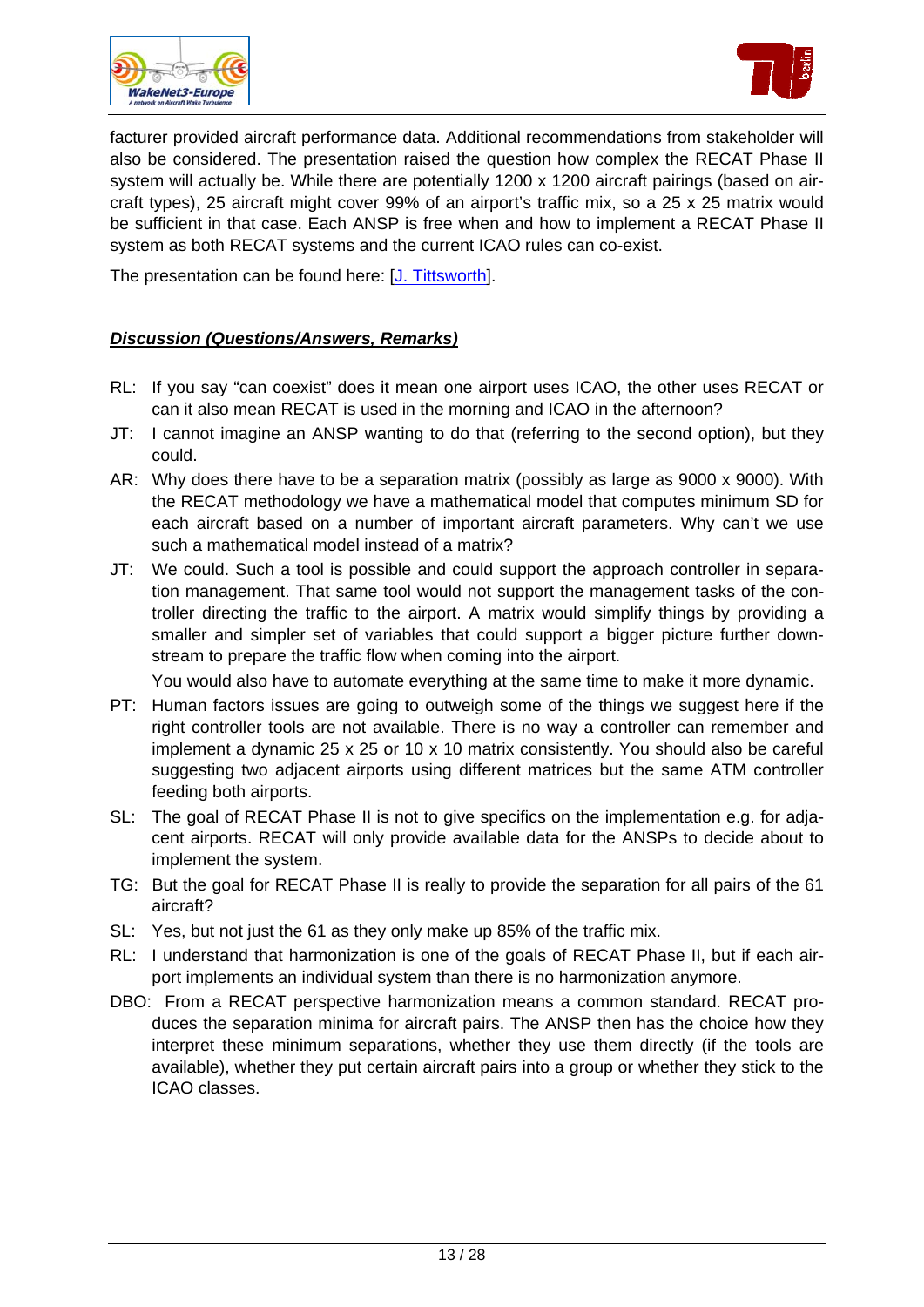facturer provided aircraft performance data. Additional recommendations from stakeholder will also be considered. The presentation raised the question how complex the RECAT Phase II system will actually be. While there are potentially 1200 x 1200 aircraft pairings (based on aircraft types), 25 aircraft might cover 99% of an airport's traffic mix, so a 25 x 25 matrix would be sufficient in that case. Each ANSP is free when and how to implement a RECAT Phase II system as both RECAT systems and the current ICAO rules can co-exist.

The presentation can be found here: [J. Tittsworth].

***Discussion (Questions/Answers, Remarks)***

RL: If you say "can coexist" does it mean one airport uses ICAO, the other uses RECAT or can it also mean RECAT is used in the morning and ICAO in the afternoon?

JT: I cannot imagine an ANSP wanting to do that (referring to the second option), but they could.

AR: Why does there have to be a separation matrix (possibly as large as 9000 x 9000). With the RECAT methodology we have a mathematical model that computes minimum SD for each aircraft based on a number of important aircraft parameters. Why can't we use such a mathematical model instead of a matrix?

JT: We could. Such a tool is possible and could support the approach controller in separation management. That same tool would not support the management tasks of the controller directing the traffic to the airport. A matrix would simplify things by providing a smaller and simpler set of variables that could support a bigger picture further downstream to prepare the traffic flow when coming into the airport.

You would also have to automate everything at the same time to make it more dynamic.

PT: Human factors issues are going to outweigh some of the things we suggest here if the right controller tools are not available. There is no way a controller can remember and implement a dynamic 25 x 25 or 10 x 10 matrix consistently. You should also be careful suggesting two adjacent airports using different matrices but the same ATM controller feeding both airports.

SL: The goal of RECAT Phase II is not to give specifics on the implementation e.g. for adjacent airports. RECAT will only provide available data for the ANSPs to decide about to implement the system.

TG: But the goal for RECAT Phase II is really to provide the separation for all pairs of the 61 aircraft?

SL: Yes, but not just the 61 as they only make up 85% of the traffic mix.

RL: I understand that harmonization is one of the goals of RECAT Phase II, but if each airport implements an individual system than there is no harmonization anymore.

DBO: From a RECAT perspective harmonization means a common standard. RECAT produces the separation minima for aircraft pairs. The ANSP then has the choice how they interpret these minimum separations, whether they use them directly (if the tools are available), whether they put certain aircraft pairs into a group or whether they stick to the ICAO classes.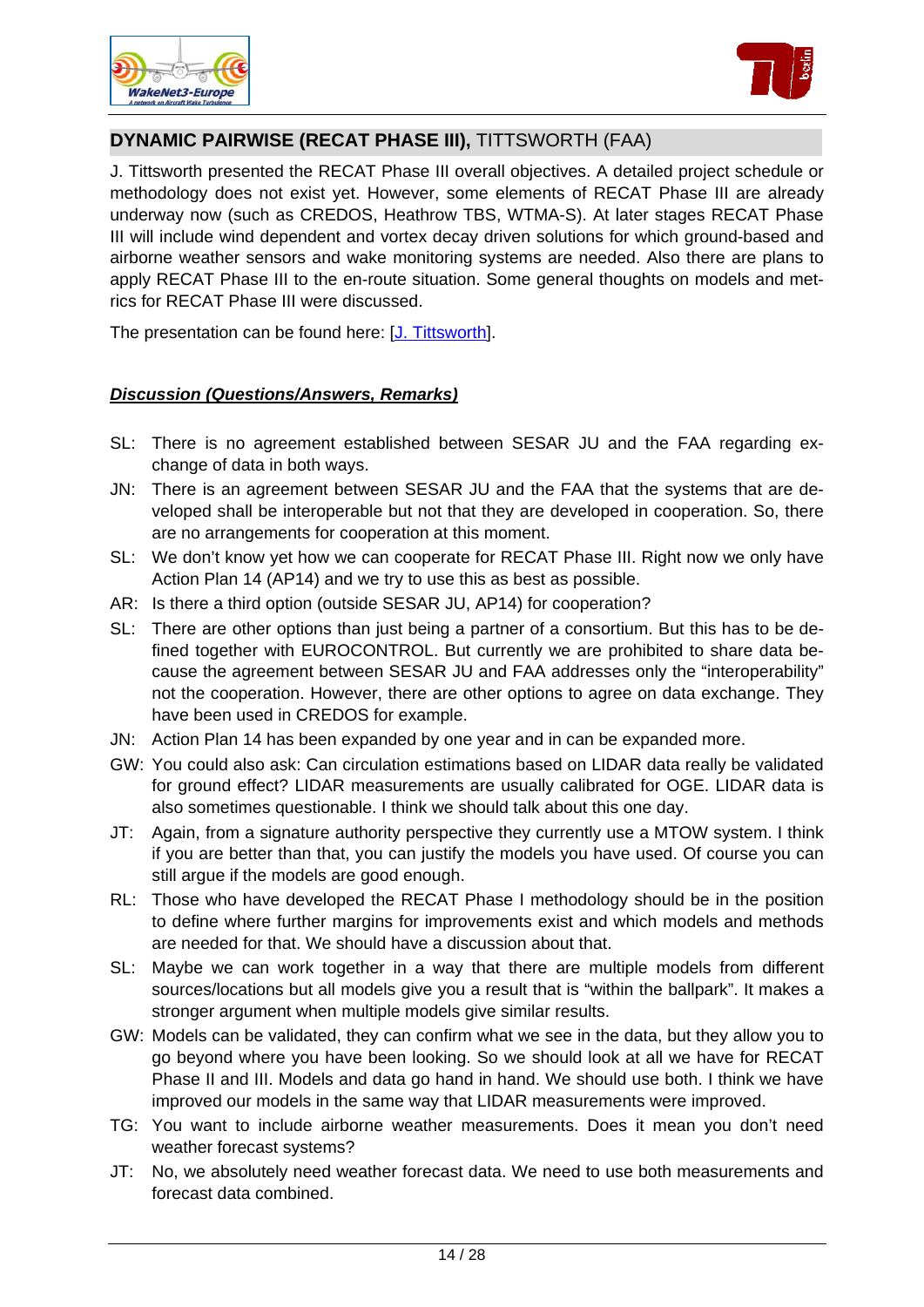## DYNAMIC PAIRWISE (RECAT PHASE III), TITTSWORTH (FAA)

J. Tittsworth presented the RECAT Phase III overall objectives. A detailed project schedule or methodology does not exist yet. However, some elements of RECAT Phase III are already underway now (such as CREDOS, Heathrow TBS, WTMA-S). At later stages RECAT Phase III will include wind dependent and vortex decay driven solutions for which ground-based and airborne weather sensors and wake monitoring systems are needed. Also there are plans to apply RECAT Phase III to the en-route situation. Some general thoughts on models and metrics for RECAT Phase III were discussed.

The presentation can be found here: [J. Tittsworth].

***Discussion (Questions/Answers, Remarks)***

- SL: There is no agreement established between SESAR JU and the FAA regarding exchange of data in both ways.
- JN: There is an agreement between SESAR JU and the FAA that the systems that are developed shall be interoperable but not that they are developed in cooperation. So, there are no arrangements for cooperation at this moment.
- SL: We don't know yet how we can cooperate for RECAT Phase III. Right now we only have Action Plan 14 (AP14) and we try to use this as best as possible.
- AR: Is there a third option (outside SESAR JU, AP14) for cooperation?
- SL: There are other options than just being a partner of a consortium. But this has to be defined together with EUROCONTROL. But currently we are prohibited to share data because the agreement between SESAR JU and FAA addresses only the "interoperability" not the cooperation. However, there are other options to agree on data exchange. They have been used in CREDOS for example.
- JN: Action Plan 14 has been expanded by one year and in can be expanded more.
- GW: You could also ask: Can circulation estimations based on LIDAR data really be validated for ground effect? LIDAR measurements are usually calibrated for OGE. LIDAR data is also sometimes questionable. I think we should talk about this one day.
- JT: Again, from a signature authority perspective they currently use a MTOW system. I think if you are better than that, you can justify the models you have used. Of course you can still argue if the models are good enough.
- RL: Those who have developed the RECAT Phase I methodology should be in the position to define where further margins for improvements exist and which models and methods are needed for that. We should have a discussion about that.
- SL: Maybe we can work together in a way that there are multiple models from different sources/locations but all models give you a result that is "within the ballpark". It makes a stronger argument when multiple models give similar results.
- GW: Models can be validated, they can confirm what we see in the data, but they allow you to go beyond where you have been looking. So we should look at all we have for RECAT Phase II and III. Models and data go hand in hand. We should use both. I think we have improved our models in the same way that LIDAR measurements were improved.
- TG: You want to include airborne weather measurements. Does it mean you don't need weather forecast systems?
- JT: No, we absolutely need weather forecast data. We need to use both measurements and forecast data combined.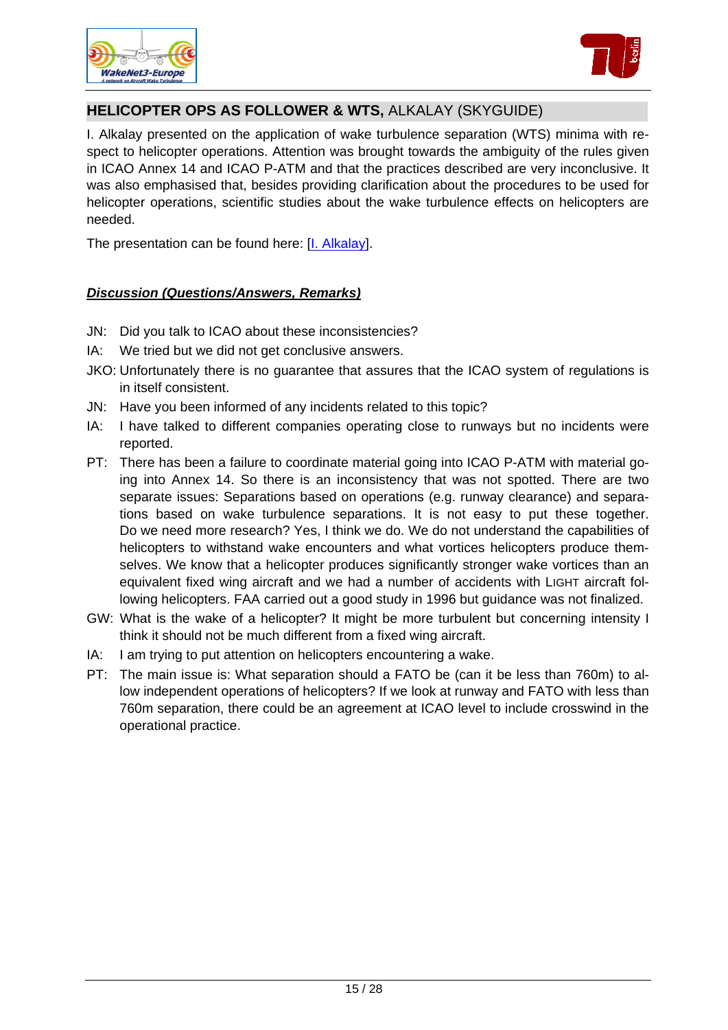## HELICOPTER OPS AS FOLLOWER & WTS, ALKALAY (SKYGUIDE)

I. Alkalay presented on the application of wake turbulence separation (WTS) minima with respect to helicopter operations. Attention was brought towards the ambiguity of the rules given in ICAO Annex 14 and ICAO P-ATM and that the practices described are very inconclusive. It was also emphasised that, besides providing clarification about the procedures to be used for helicopter operations, scientific studies about the wake turbulence effects on helicopters are needed.

The presentation can be found here: [I. Alkalay].

### ***Discussion (Questions/Answers, Remarks)***

JN: Did you talk to ICAO about these inconsistencies?

IA: We tried but we did not get conclusive answers.

JKO: Unfortunately there is no guarantee that assures that the ICAO system of regulations is in itself consistent.

JN: Have you been informed of any incidents related to this topic?

IA: I have talked to different companies operating close to runways but no incidents were reported.

PT: There has been a failure to coordinate material going into ICAO P-ATM with material going into Annex 14. So there is an inconsistency that was not spotted. There are two separate issues: Separations based on operations (e.g. runway clearance) and separations based on wake turbulence separations. It is not easy to put these together. Do we need more research? Yes, I think we do. We do not understand the capabilities of helicopters to withstand wake encounters and what vortices helicopters produce themselves. We know that a helicopter produces significantly stronger wake vortices than an equivalent fixed wing aircraft and we had a number of accidents with LIGHT aircraft following helicopters. FAA carried out a good study in 1996 but guidance was not finalized.

GW: What is the wake of a helicopter? It might be more turbulent but concerning intensity I think it should not be much different from a fixed wing aircraft.

IA: I am trying to put attention on helicopters encountering a wake.

PT: The main issue is: What separation should a FATO be (can it be less than 760m) to allow independent operations of helicopters? If we look at runway and FATO with less than 760m separation, there could be an agreement at ICAO level to include crosswind in the operational practice.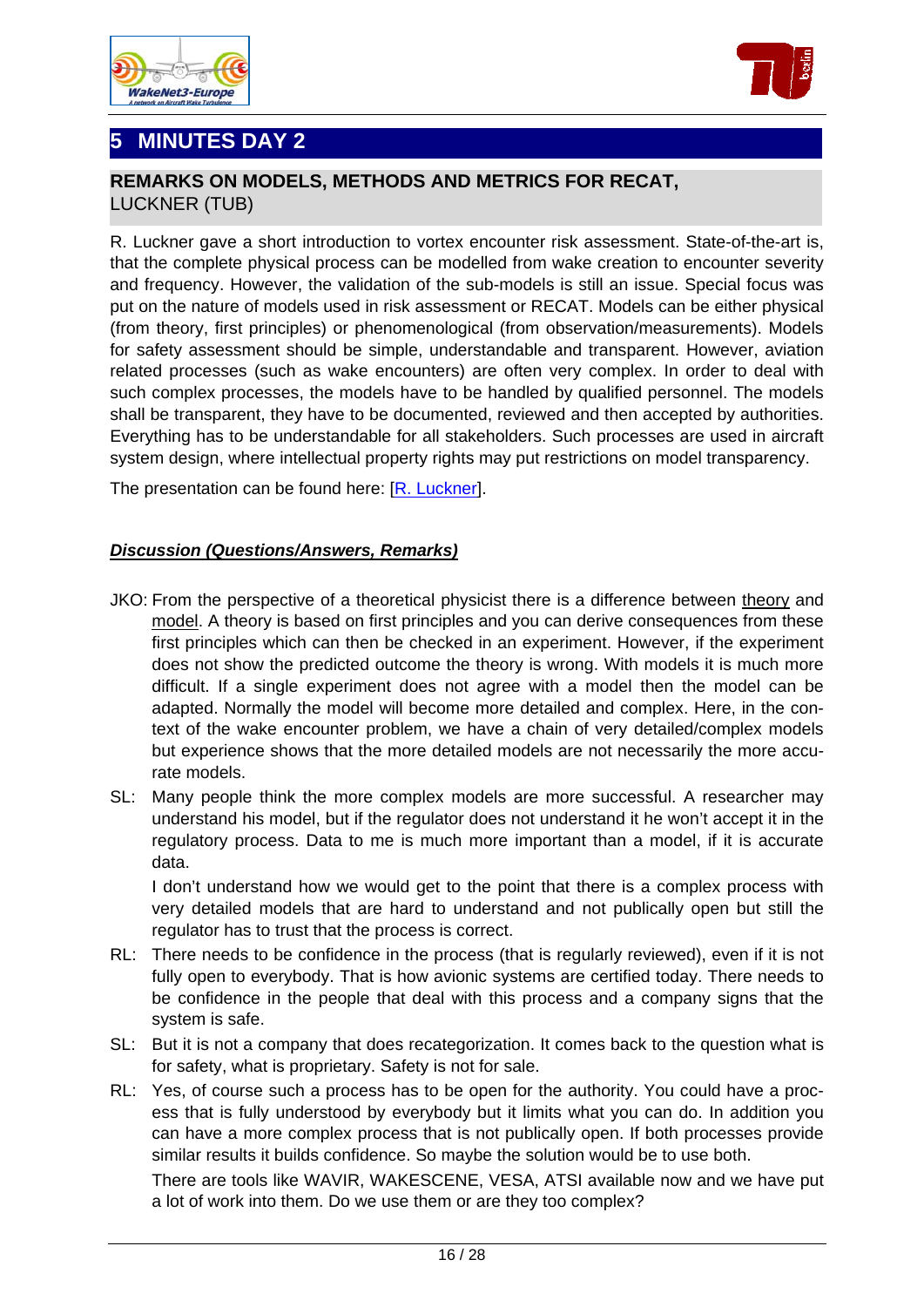# 5 MINUTES DAY 2

## REMARKS ON MODELS, METHODS AND METRICS FOR RECAT, LUCKNER (TUB)

R. Luckner gave a short introduction to vortex encounter risk assessment. State-of-the-art is, that the complete physical process can be modelled from wake creation to encounter severity and frequency. However, the validation of the sub-models is still an issue. Special focus was put on the nature of models used in risk assessment or RECAT. Models can be either physical (from theory, first principles) or phenomenological (from observation/measurements). Models for safety assessment should be simple, understandable and transparent. However, aviation related processes (such as wake encounters) are often very complex. In order to deal with such complex processes, the models have to be handled by qualified personnel. The models shall be transparent, they have to be documented, reviewed and then accepted by authorities. Everything has to be understandable for all stakeholders. Such processes are used in aircraft system design, where intellectual property rights may put restrictions on model transparency.

The presentation can be found here: [R. Luckner].

***Discussion (Questions/Answers, Remarks)***

JKO: From the perspective of a theoretical physicist there is a difference between theory and model. A theory is based on first principles and you can derive consequences from these first principles which can then be checked in an experiment. However, if the experiment does not show the predicted outcome the theory is wrong. With models it is much more difficult. If a single experiment does not agree with a model then the model can be adapted. Normally the model will become more detailed and complex. Here, in the context of the wake encounter problem, we have a chain of very detailed/complex models but experience shows that the more detailed models are not necessarily the more accurate models.

SL: Many people think the more complex models are more successful. A researcher may understand his model, but if the regulator does not understand it he won't accept it in the regulatory process. Data to me is much more important than a model, if it is accurate data.

I don't understand how we would get to the point that there is a complex process with very detailed models that are hard to understand and not publically open but still the regulator has to trust that the process is correct.

RL: There needs to be confidence in the process (that is regularly reviewed), even if it is not fully open to everybody. That is how avionic systems are certified today. There needs to be confidence in the people that deal with this process and a company signs that the system is safe.

SL: But it is not a company that does recategorization. It comes back to the question what is for safety, what is proprietary. Safety is not for sale.

RL: Yes, of course such a process has to be open for the authority. You could have a process that is fully understood by everybody but it limits what you can do. In addition you can have a more complex process that is not publically open. If both processes provide similar results it builds confidence. So maybe the solution would be to use both.

There are tools like WAVIR, WAKESCENE, VESA, ATSI available now and we have put a lot of work into them. Do we use them or are they too complex?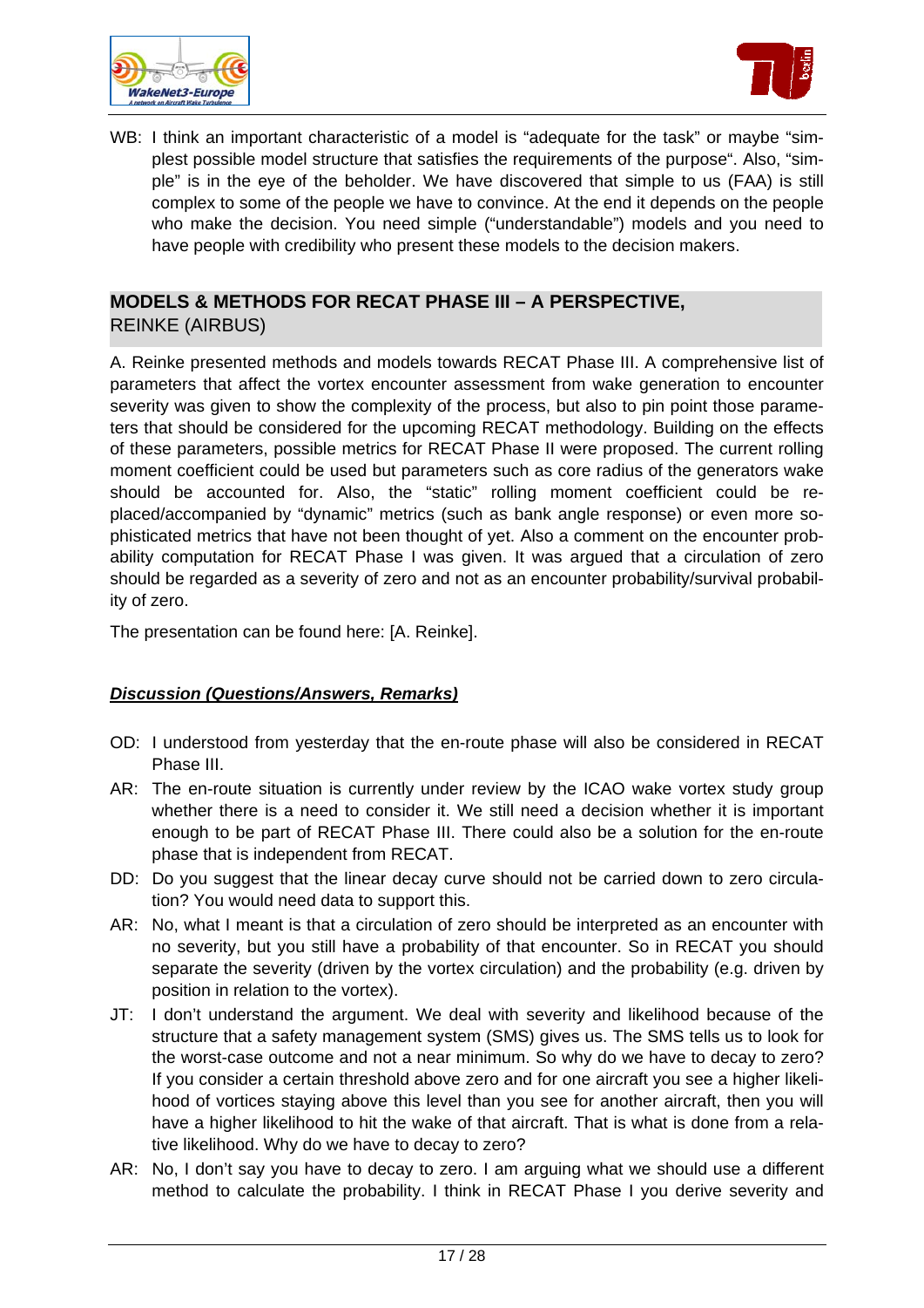WB: I think an important characteristic of a model is “adequate for the task” or maybe “simplest possible model structure that satisfies the requirements of the purpose“. Also, “simple” is in the eye of the beholder. We have discovered that simple to us (FAA) is still complex to some of the people we have to convince. At the end it depends on the people who make the decision. You need simple (“understandable”) models and you need to have people with credibility who present these models to the decision makers.

## MODELS & METHODS FOR RECAT PHASE III – A PERSPECTIVE, REINKE (AIRBUS)

A. Reinke presented methods and models towards RECAT Phase III. A comprehensive list of parameters that affect the vortex encounter assessment from wake generation to encounter severity was given to show the complexity of the process, but also to pin point those parameters that should be considered for the upcoming RECAT methodology. Building on the effects of these parameters, possible metrics for RECAT Phase II were proposed. The current rolling moment coefficient could be used but parameters such as core radius of the generators wake should be accounted for. Also, the “static” rolling moment coefficient could be replaced/accompanied by “dynamic” metrics (such as bank angle response) or even more sophisticated metrics that have not been thought of yet. Also a comment on the encounter probability computation for RECAT Phase I was given. It was argued that a circulation of zero should be regarded as a severity of zero and not as an encounter probability/survival probability of zero.

The presentation can be found here: [A. Reinke].

***Discussion (Questions/Answers, Remarks)***

OD: I understood from yesterday that the en-route phase will also be considered in RECAT Phase III.

AR: The en-route situation is currently under review by the ICAO wake vortex study group whether there is a need to consider it. We still need a decision whether it is important enough to be part of RECAT Phase III. There could also be a solution for the en-route phase that is independent from RECAT.

DD: Do you suggest that the linear decay curve should not be carried down to zero circulation? You would need data to support this.

AR: No, what I meant is that a circulation of zero should be interpreted as an encounter with no severity, but you still have a probability of that encounter. So in RECAT you should separate the severity (driven by the vortex circulation) and the probability (e.g. driven by position in relation to the vortex).

JT: I don’t understand the argument. We deal with severity and likelihood because of the structure that a safety management system (SMS) gives us. The SMS tells us to look for the worst-case outcome and not a near minimum. So why do we have to decay to zero? If you consider a certain threshold above zero and for one aircraft you see a higher likelihood of vortices staying above this level than you see for another aircraft, then you will have a higher likelihood to hit the wake of that aircraft. That is what is done from a relative likelihood. Why do we have to decay to zero?

AR: No, I don’t say you have to decay to zero. I am arguing what we should use a different method to calculate the probability. I think in RECAT Phase I you derive severity and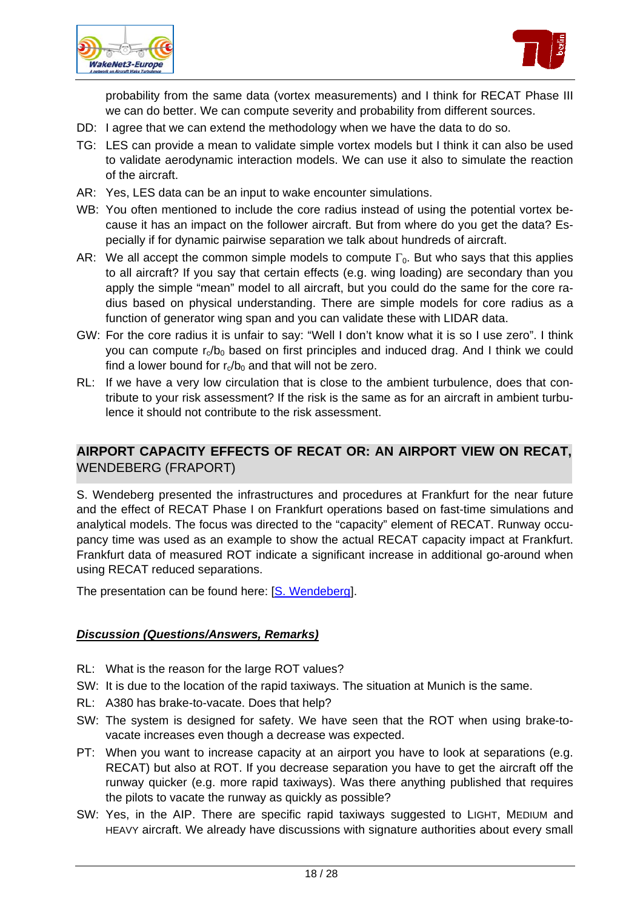probability from the same data (vortex measurements) and I think for RECAT Phase III we can do better. We can compute severity and probability from different sources.

DD: I agree that we can extend the methodology when we have the data to do so.

TG: LES can provide a mean to validate simple vortex models but I think it can also be used to validate aerodynamic interaction models. We can use it also to simulate the reaction of the aircraft.

AR: Yes, LES data can be an input to wake encounter simulations.

WB: You often mentioned to include the core radius instead of using the potential vortex because it has an impact on the follower aircraft. But from where do you get the data? Especially if for dynamic pairwise separation we talk about hundreds of aircraft.

AR: We all accept the common simple models to compute $\Gamma_0$. But who says that this applies to all aircraft? If you say that certain effects (e.g. wing loading) are secondary than you apply the simple "mean" model to all aircraft, but you could do the same for the core radius based on physical understanding. There are simple models for core radius as a function of generator wing span and you can validate these with LIDAR data.

GW: For the core radius it is unfair to say: "Well I don't know what it is so I use zero". I think you can compute $r_c/b_0$ based on first principles and induced drag. And I think we could find a lower bound for $r_c/b_0$ and that will not be zero.

RL: If we have a very low circulation that is close to the ambient turbulence, does that contribute to your risk assessment? If the risk is the same as for an aircraft in ambient turbulence it should not contribute to the risk assessment.

## AIRPORT CAPACITY EFFECTS OF RECAT OR: AN AIRPORT VIEW ON RECAT, WENDEBERG (FRAPORT)

S. Wendeberg presented the infrastructures and procedures at Frankfurt for the near future and the effect of RECAT Phase I on Frankfurt operations based on fast-time simulations and analytical models. The focus was directed to the "capacity" element of RECAT. Runway occupancy time was used as an example to show the actual RECAT capacity impact at Frankfurt. Frankfurt data of measured ROT indicate a significant increase in additional go-around when using RECAT reduced separations.

The presentation can be found here: [S. Wendeberg].

***Discussion (Questions/Answers, Remarks)***

RL: What is the reason for the large ROT values?

SW: It is due to the location of the rapid taxiways. The situation at Munich is the same.

RL: A380 has brake-to-vacate. Does that help?

SW: The system is designed for safety. We have seen that the ROT when using brake-to-vacate increases even though a decrease was expected.

PT: When you want to increase capacity at an airport you have to look at separations (e.g. RECAT) but also at ROT. If you decrease separation you have to get the aircraft off the runway quicker (e.g. more rapid taxiways). Was there anything published that requires the pilots to vacate the runway as quickly as possible?

SW: Yes, in the AIP. There are specific rapid taxiways suggested to LIGHT, MEDIUM and HEAVY aircraft. We already have discussions with signature authorities about every small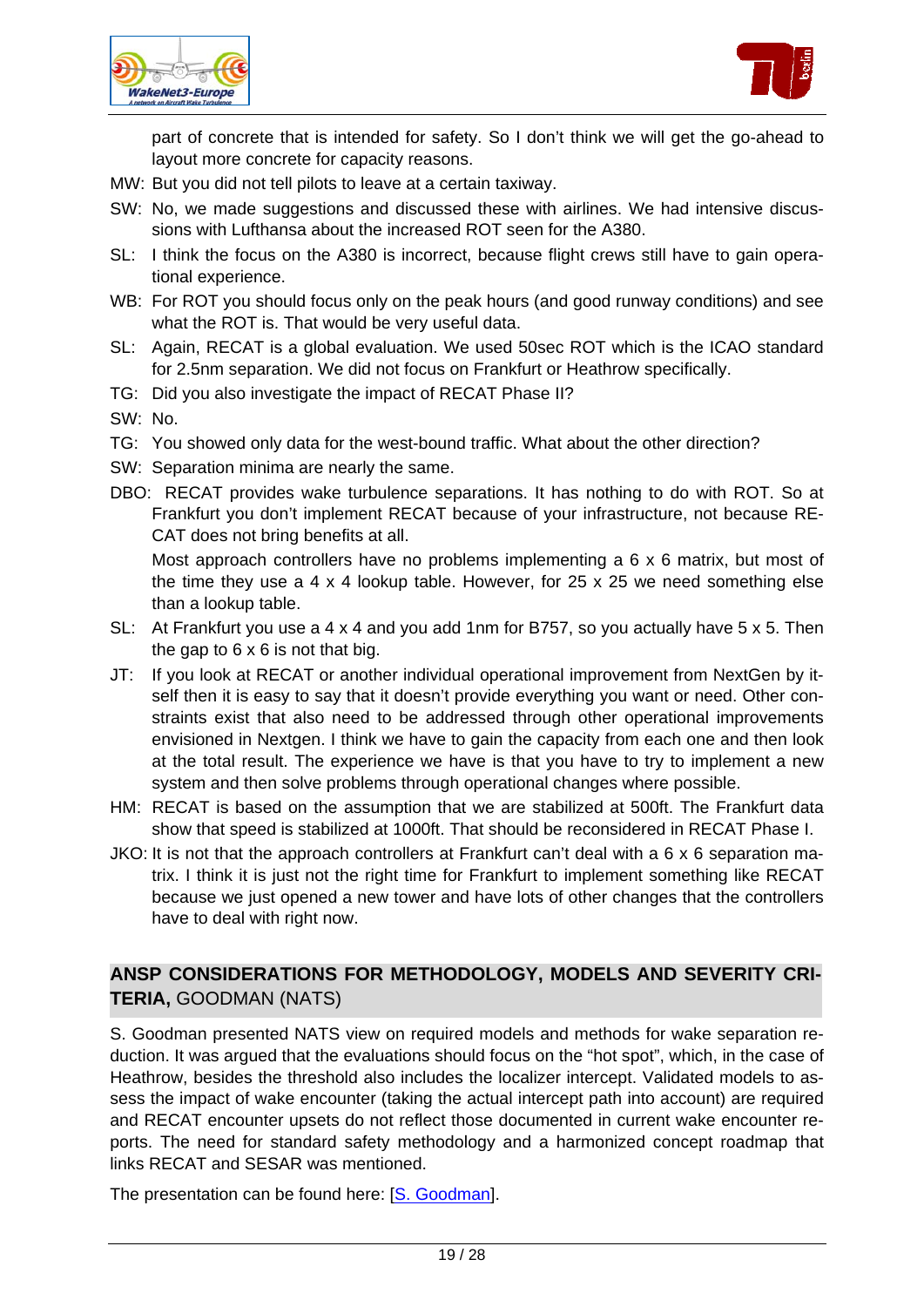part of concrete that is intended for safety. So I don't think we will get the go-ahead to layout more concrete for capacity reasons.

MW: But you did not tell pilots to leave at a certain taxiway.

SW: No, we made suggestions and discussed these with airlines. We had intensive discussions with Lufthansa about the increased ROT seen for the A380.

SL: I think the focus on the A380 is incorrect, because flight crews still have to gain operational experience.

WB: For ROT you should focus only on the peak hours (and good runway conditions) and see what the ROT is. That would be very useful data.

SL: Again, RECAT is a global evaluation. We used 50sec ROT which is the ICAO standard for 2.5nm separation. We did not focus on Frankfurt or Heathrow specifically.

TG: Did you also investigate the impact of RECAT Phase II?

SW: No.

TG: You showed only data for the west-bound traffic. What about the other direction?

SW: Separation minima are nearly the same.

DBO: RECAT provides wake turbulence separations. It has nothing to do with ROT. So at Frankfurt you don't implement RECAT because of your infrastructure, not because RECAT does not bring benefits at all.

Most approach controllers have no problems implementing a 6 x 6 matrix, but most of the time they use a 4 x 4 lookup table. However, for 25 x 25 we need something else than a lookup table.

SL: At Frankfurt you use a 4 x 4 and you add 1nm for B757, so you actually have 5 x 5. Then the gap to 6 x 6 is not that big.

JT: If you look at RECAT or another individual operational improvement from NextGen by itself then it is easy to say that it doesn't provide everything you want or need. Other constraints exist that also need to be addressed through other operational improvements envisioned in Nextgen. I think we have to gain the capacity from each one and then look at the total result. The experience we have is that you have to try to implement a new system and then solve problems through operational changes where possible.

HM: RECAT is based on the assumption that we are stabilized at 500ft. The Frankfurt data show that speed is stabilized at 1000ft. That should be reconsidered in RECAT Phase I.

JKO: It is not that the approach controllers at Frankfurt can't deal with a 6 x 6 separation matrix. I think it is just not the right time for Frankfurt to implement something like RECAT because we just opened a new tower and have lots of other changes that the controllers have to deal with right now.

## ANSP CONSIDERATIONS FOR METHODOLOGY, MODELS AND SEVERITY CRITERIA, GOODMAN (NATS)

S. Goodman presented NATS view on required models and methods for wake separation reduction. It was argued that the evaluations should focus on the "hot spot", which, in the case of Heathrow, besides the threshold also includes the localizer intercept. Validated models to assess the impact of wake encounter (taking the actual intercept path into account) are required and RECAT encounter upsets do not reflect those documented in current wake encounter reports. The need for standard safety methodology and a harmonized concept roadmap that links RECAT and SESAR was mentioned.

The presentation can be found here: [S. Goodman].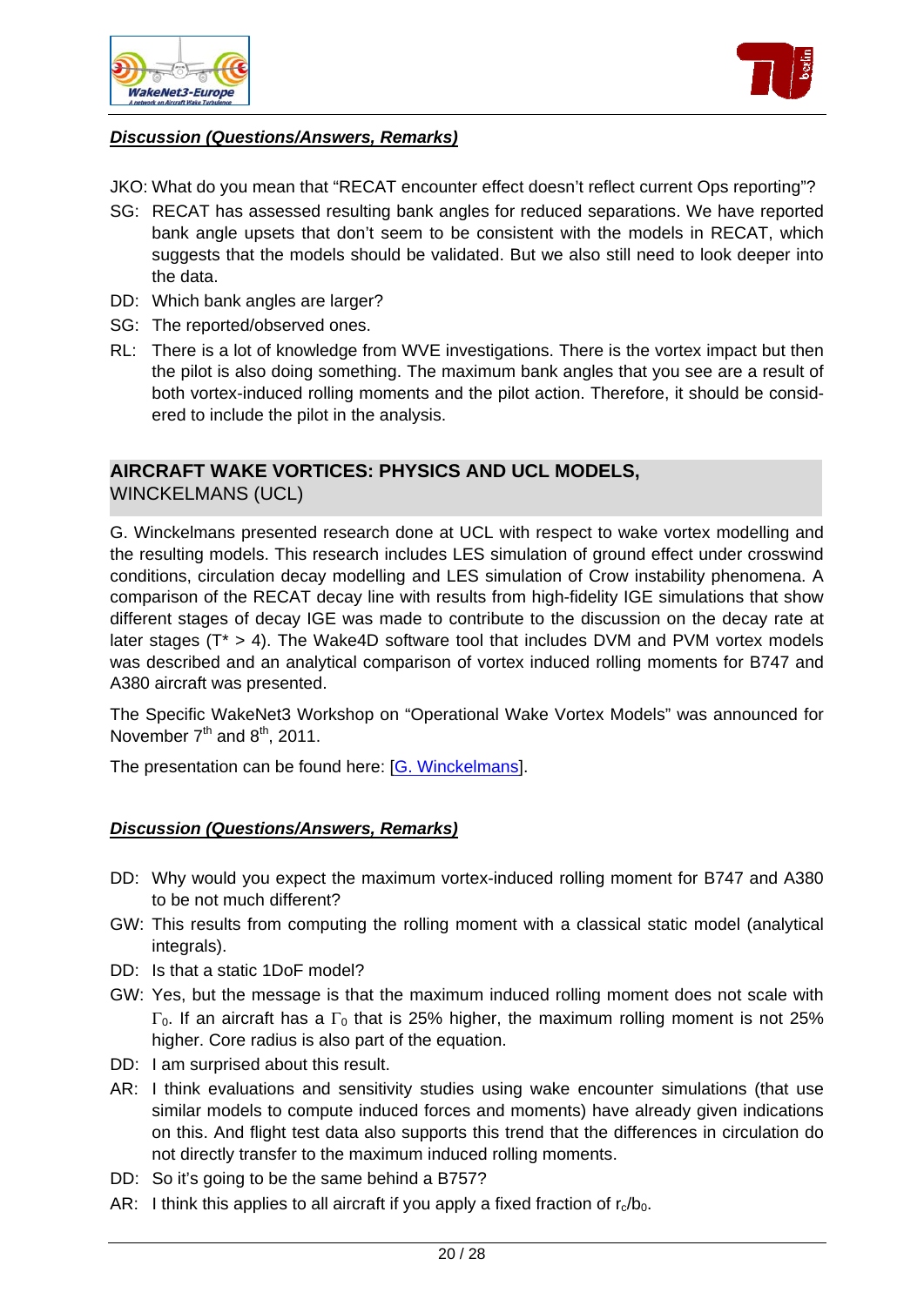***Discussion (Questions/Answers, Remarks)***

JKO: What do you mean that “RECAT encounter effect doesn't reflect current Ops reporting”?

SG: RECAT has assessed resulting bank angles for reduced separations. We have reported bank angle upsets that don't seem to be consistent with the models in RECAT, which suggests that the models should be validated. But we also still need to look deeper into the data.

DD: Which bank angles are larger?

SG: The reported/observed ones.

RL: There is a lot of knowledge from WVE investigations. There is the vortex impact but then the pilot is also doing something. The maximum bank angles that you see are a result of both vortex-induced rolling moments and the pilot action. Therefore, it should be considered to include the pilot in the analysis.

## **AIRCRAFT WAKE VORTICES: PHYSICS AND UCL MODELS,** WINCKELMANS (UCL)

G. Winckelmans presented research done at UCL with respect to wake vortex modelling and the resulting models. This research includes LES simulation of ground effect under crosswind conditions, circulation decay modelling and LES simulation of Crow instability phenomena. A comparison of the RECAT decay line with results from high-fidelity IGE simulations that show different stages of decay IGE was made to contribute to the discussion on the decay rate at later stages ($T^* > 4$). The Wake4D software tool that includes DVM and PVM vortex models was described and an analytical comparison of vortex induced rolling moments for B747 and A380 aircraft was presented.

The Specific WakeNet3 Workshop on “Operational Wake Vortex Models” was announced for November 7th and 8th, 2011.

The presentation can be found here: [G. Winckelmans].

***Discussion (Questions/Answers, Remarks)***

DD: Why would you expect the maximum vortex-induced rolling moment for B747 and A380 to be not much different?

GW: This results from computing the rolling moment with a classical static model (analytical integrals).

DD: Is that a static 1DoF model?

GW: Yes, but the message is that the maximum induced rolling moment does not scale with $\Gamma_0$. If an aircraft has a $\Gamma_0$ that is 25% higher, the maximum rolling moment is not 25% higher. Core radius is also part of the equation.

DD: I am surprised about this result.

AR: I think evaluations and sensitivity studies using wake encounter simulations (that use similar models to compute induced forces and moments) have already given indications on this. And flight test data also supports this trend that the differences in circulation do not directly transfer to the maximum induced rolling moments.

DD: So it's going to be the same behind a B757?

AR: I think this applies to all aircraft if you apply a fixed fraction of $r_c/b_0$.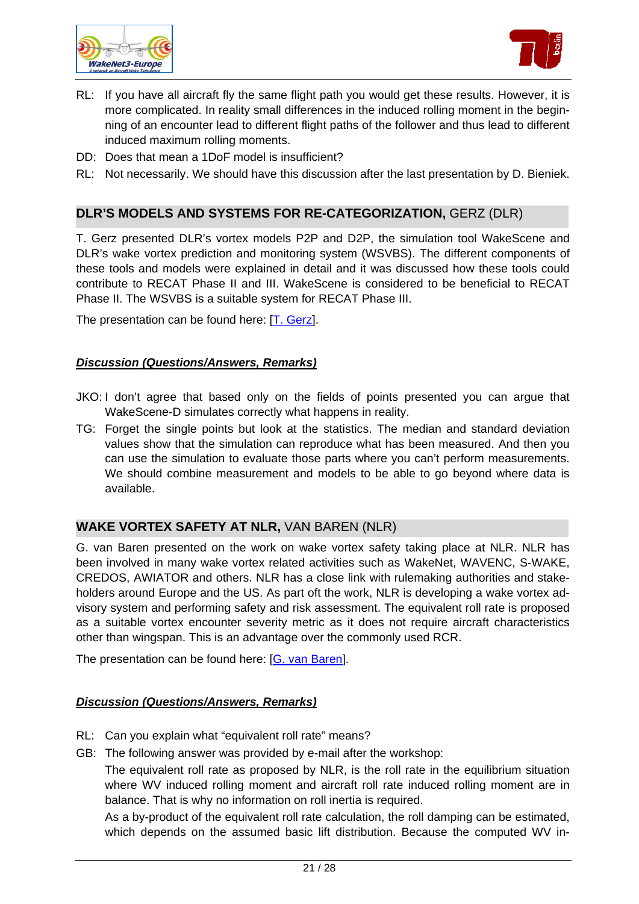RL: If you have all aircraft fly the same flight path you would get these results. However, it is more complicated. In reality small differences in the induced rolling moment in the beginning of an encounter lead to different flight paths of the follower and thus lead to different induced maximum rolling moments.

DD: Does that mean a 1DoF model is insufficient?

RL: Not necessarily. We should have this discussion after the last presentation by D. Bieniek.

## DLR'S MODELS AND SYSTEMS FOR RE-CATEGORIZATION, GERZ (DLR)

T. Gerz presented DLR's vortex models P2P and D2P, the simulation tool WakeScene and DLR's wake vortex prediction and monitoring system (WSVBS). The different components of these tools and models were explained in detail and it was discussed how these tools could contribute to RECAT Phase II and III. WakeScene is considered to be beneficial to RECAT Phase II. The WSVBS is a suitable system for RECAT Phase III.

The presentation can be found here: [T. Gerz].

### ***Discussion (Questions/Answers, Remarks)***

JKO: I don't agree that based only on the fields of points presented you can argue that WakeScene-D simulates correctly what happens in reality.

TG: Forget the single points but look at the statistics. The median and standard deviation values show that the simulation can reproduce what has been measured. And then you can use the simulation to evaluate those parts where you can't perform measurements. We should combine measurement and models to be able to go beyond where data is available.

## WAKE VORTEX SAFETY AT NLR, VAN BAREN (NLR)

G. van Baren presented on the work on wake vortex safety taking place at NLR. NLR has been involved in many wake vortex related activities such as WakeNet, WAVENC, S-WAKE, CREDOS, AWIATOR and others. NLR has a close link with rulemaking authorities and stakeholders around Europe and the US. As part oft the work, NLR is developing a wake vortex advisory system and performing safety and risk assessment. The equivalent roll rate is proposed as a suitable vortex encounter severity metric as it does not require aircraft characteristics other than wingspan. This is an advantage over the commonly used RCR.

The presentation can be found here: [G. van Baren].

### ***Discussion (Questions/Answers, Remarks)***

RL: Can you explain what "equivalent roll rate" means?

GB: The following answer was provided by e-mail after the workshop:

The equivalent roll rate as proposed by NLR, is the roll rate in the equilibrium situation where WV induced rolling moment and aircraft roll rate induced rolling moment are in balance. That is why no information on roll inertia is required.

As a by-product of the equivalent roll rate calculation, the roll damping can be estimated, which depends on the assumed basic lift distribution. Because the computed WV in-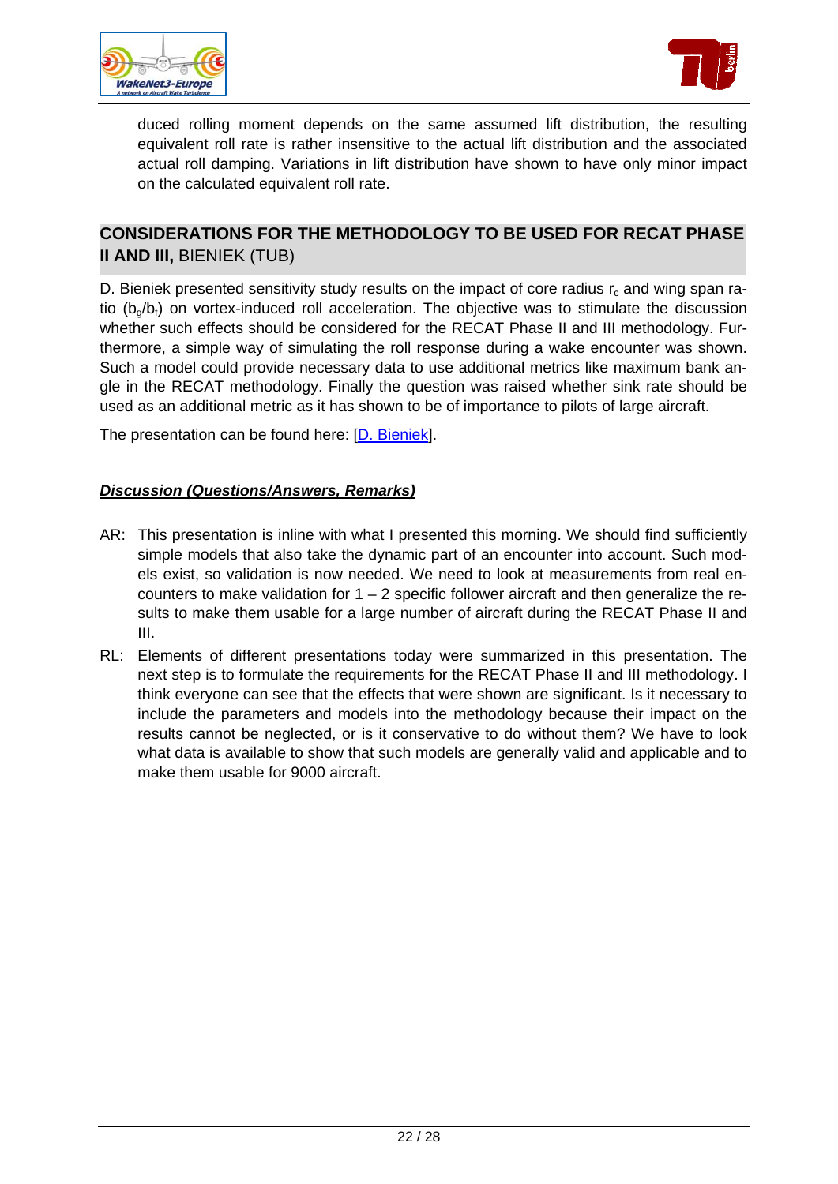duced rolling moment depends on the same assumed lift distribution, the resulting equivalent roll rate is rather insensitive to the actual lift distribution and the associated actual roll damping. Variations in lift distribution have shown to have only minor impact on the calculated equivalent roll rate.

## CONSIDERATIONS FOR THE METHODOLOGY TO BE USED FOR RECAT PHASE II AND III, BIENIEK (TUB)

D. Bieniek presented sensitivity study results on the impact of core radius $r_c$ and wing span ratio ($b_g/b_f$) on vortex-induced roll acceleration. The objective was to stimulate the discussion whether such effects should be considered for the RECAT Phase II and III methodology. Furthermore, a simple way of simulating the roll response during a wake encounter was shown. Such a model could provide necessary data to use additional metrics like maximum bank angle in the RECAT methodology. Finally the question was raised whether sink rate should be used as an additional metric as it has shown to be of importance to pilots of large aircraft.

The presentation can be found here: [D. Bieniek].

### ***Discussion (Questions/Answers, Remarks)***

AR: This presentation is inline with what I presented this morning. We should find sufficiently simple models that also take the dynamic part of an encounter into account. Such models exist, so validation is now needed. We need to look at measurements from real encounters to make validation for 1 – 2 specific follower aircraft and then generalize the results to make them usable for a large number of aircraft during the RECAT Phase II and III.

RL: Elements of different presentations today were summarized in this presentation. The next step is to formulate the requirements for the RECAT Phase II and III methodology. I think everyone can see that the effects that were shown are significant. Is it necessary to include the parameters and models into the methodology because their impact on the results cannot be neglected, or is it conservative to do without them? We have to look what data is available to show that such models are generally valid and applicable and to make them usable for 9000 aircraft.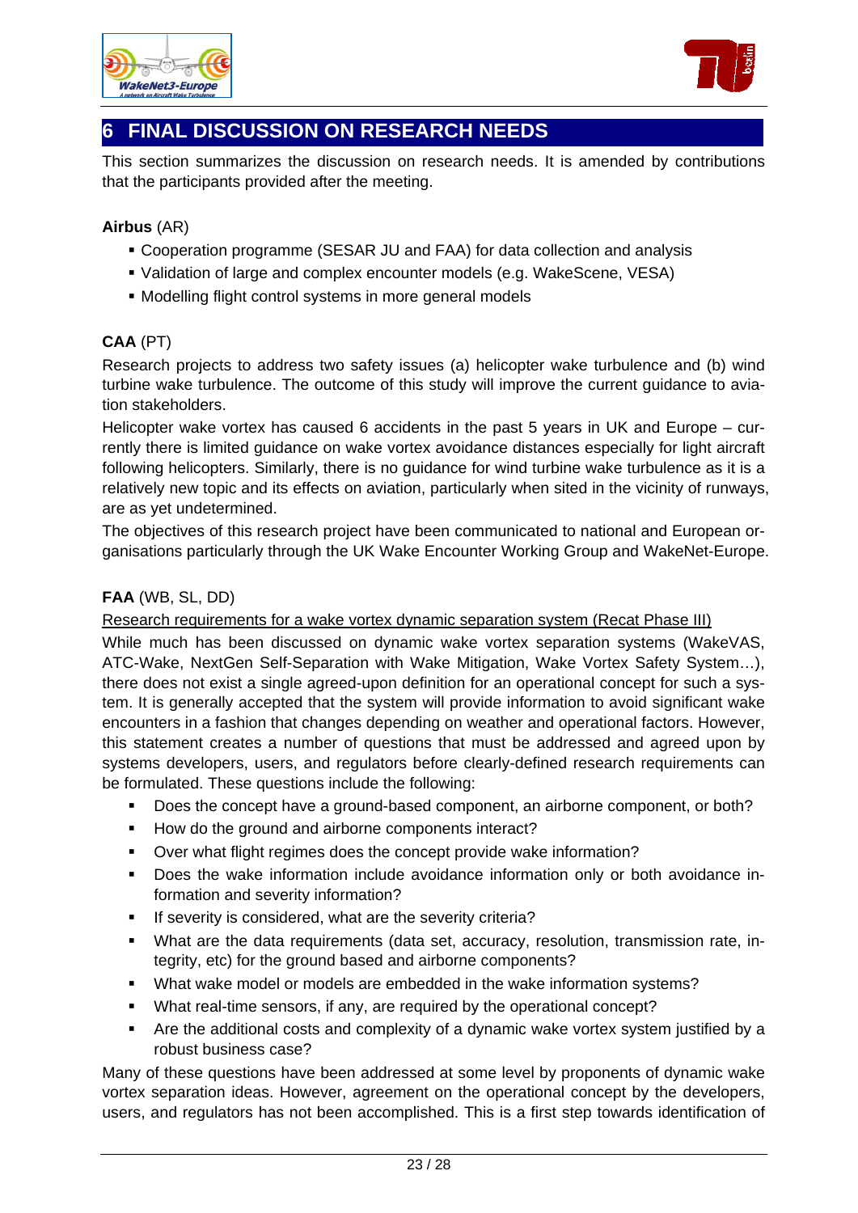# 6 FINAL DISCUSSION ON RESEARCH NEEDS

This section summarizes the discussion on research needs. It is amended by contributions that the participants provided after the meeting.

**Airbus** (AR)

- Cooperation programme (SESAR JU and FAA) for data collection and analysis
- Validation of large and complex encounter models (e.g. WakeScene, VESA)
- Modelling flight control systems in more general models

**CAA** (PT)

Research projects to address two safety issues (a) helicopter wake turbulence and (b) wind turbine wake turbulence. The outcome of this study will improve the current guidance to aviation stakeholders.

Helicopter wake vortex has caused 6 accidents in the past 5 years in UK and Europe – currently there is limited guidance on wake vortex avoidance distances especially for light aircraft following helicopters. Similarly, there is no guidance for wind turbine wake turbulence as it is a relatively new topic and its effects on aviation, particularly when sited in the vicinity of runways, are as yet undetermined.

The objectives of this research project have been communicated to national and European organisations particularly through the UK Wake Encounter Working Group and WakeNet-Europe.

**FAA** (WB, SL, DD)

<u>Research requirements for a wake vortex dynamic separation system (Recat Phase III)</u>

While much has been discussed on dynamic wake vortex separation systems (WakeVAS, ATC-Wake, NextGen Self-Separation with Wake Mitigation, Wake Vortex Safety System…), there does not exist a single agreed-upon definition for an operational concept for such a system. It is generally accepted that the system will provide information to avoid significant wake encounters in a fashion that changes depending on weather and operational factors. However, this statement creates a number of questions that must be addressed and agreed upon by systems developers, users, and regulators before clearly-defined research requirements can be formulated. These questions include the following:

- Does the concept have a ground-based component, an airborne component, or both?
- How do the ground and airborne components interact?
- Over what flight regimes does the concept provide wake information?
- Does the wake information include avoidance information only or both avoidance information and severity information?
- If severity is considered, what are the severity criteria?
- What are the data requirements (data set, accuracy, resolution, transmission rate, integrity, etc) for the ground based and airborne components?
- What wake model or models are embedded in the wake information systems?
- What real-time sensors, if any, are required by the operational concept?
- Are the additional costs and complexity of a dynamic wake vortex system justified by a robust business case?

Many of these questions have been addressed at some level by proponents of dynamic wake vortex separation ideas. However, agreement on the operational concept by the developers, users, and regulators has not been accomplished. This is a first step towards identification of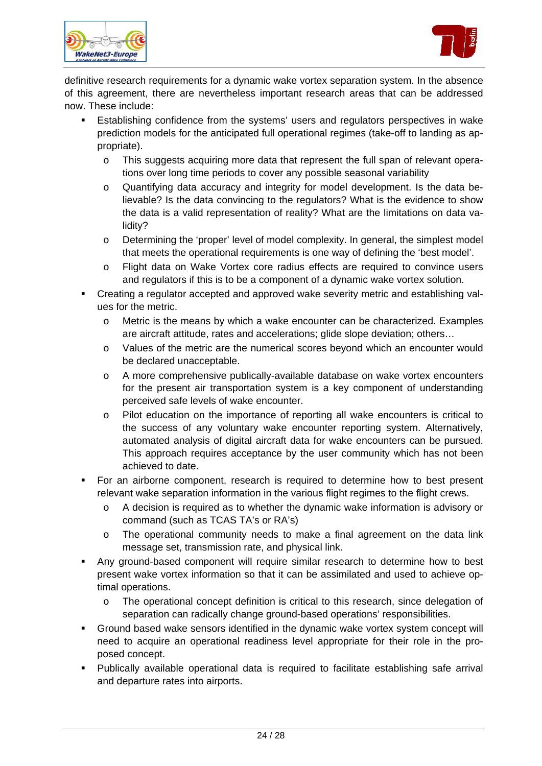definitive research requirements for a dynamic wake vortex separation system. In the absence of this agreement, there are nevertheless important research areas that can be addressed now. These include:

- Establishing confidence from the systems' users and regulators perspectives in wake prediction models for the anticipated full operational regimes (take-off to landing as appropriate).
    - This suggests acquiring more data that represent the full span of relevant operations over long time periods to cover any possible seasonal variability
    - Quantifying data accuracy and integrity for model development. Is the data believable? Is the data convincing to the regulators? What is the evidence to show the data is a valid representation of reality? What are the limitations on data validity?
    - Determining the 'proper' level of model complexity. In general, the simplest model that meets the operational requirements is one way of defining the 'best model'.
    - Flight data on Wake Vortex core radius effects are required to convince users and regulators if this is to be a component of a dynamic wake vortex solution.
- Creating a regulator accepted and approved wake severity metric and establishing values for the metric.
    - Metric is the means by which a wake encounter can be characterized. Examples are aircraft attitude, rates and accelerations; glide slope deviation; others…
    - Values of the metric are the numerical scores beyond which an encounter would be declared unacceptable.
    - A more comprehensive publically-available database on wake vortex encounters for the present air transportation system is a key component of understanding perceived safe levels of wake encounter.
    - Pilot education on the importance of reporting all wake encounters is critical to the success of any voluntary wake encounter reporting system. Alternatively, automated analysis of digital aircraft data for wake encounters can be pursued. This approach requires acceptance by the user community which has not been achieved to date.
- For an airborne component, research is required to determine how to best present relevant wake separation information in the various flight regimes to the flight crews.
    - A decision is required as to whether the dynamic wake information is advisory or command (such as TCAS TA's or RA's)
    - The operational community needs to make a final agreement on the data link message set, transmission rate, and physical link.
- Any ground-based component will require similar research to determine how to best present wake vortex information so that it can be assimilated and used to achieve optimal operations.
    - The operational concept definition is critical to this research, since delegation of separation can radically change ground-based operations' responsibilities.
- Ground based wake sensors identified in the dynamic wake vortex system concept will need to acquire an operational readiness level appropriate for their role in the proposed concept.
- Publically available operational data is required to facilitate establishing safe arrival and departure rates into airports.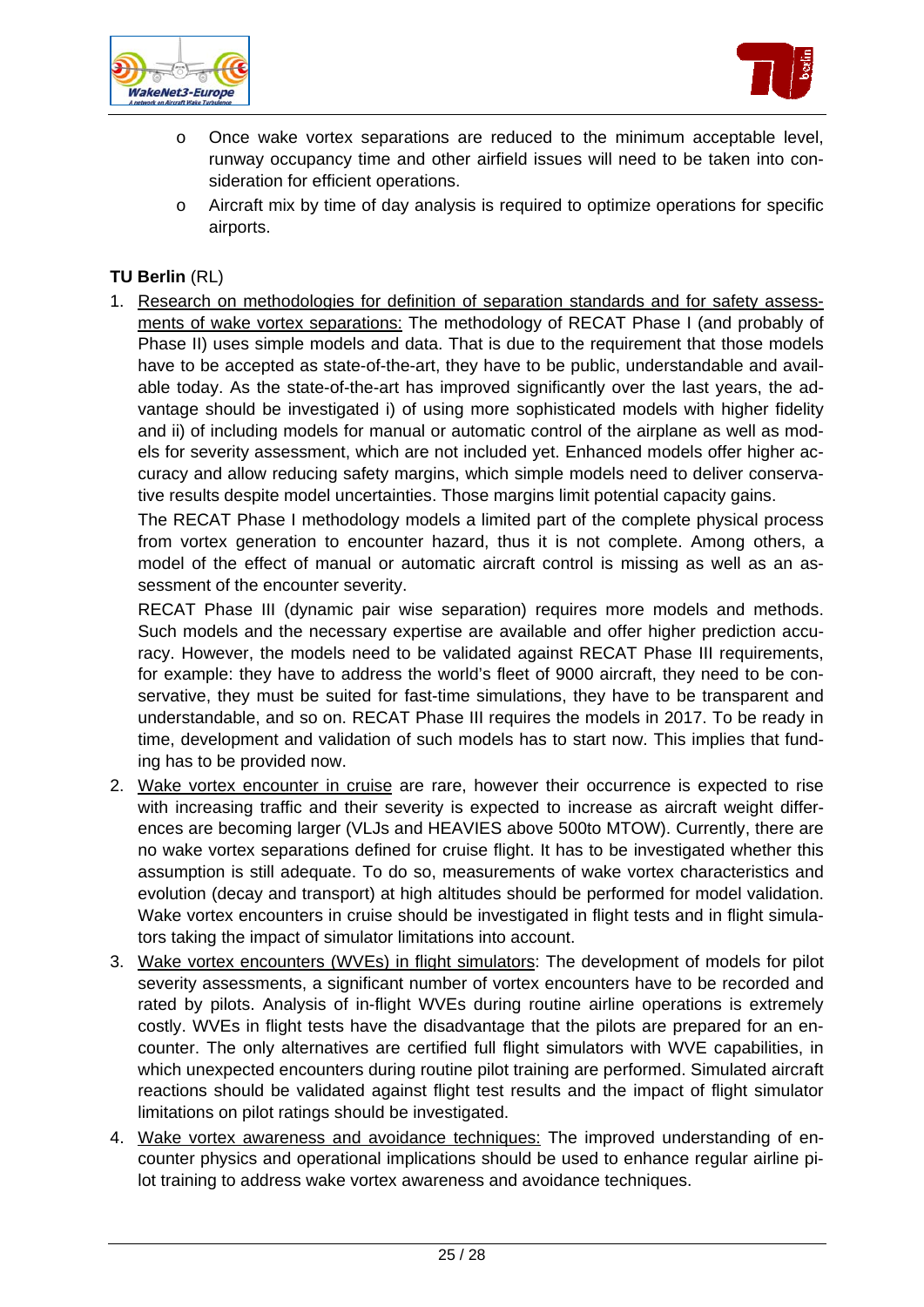- Once wake vortex separations are reduced to the minimum acceptable level, runway occupancy time and other airfield issues will need to be taken into consideration for efficient operations.
- Aircraft mix by time of day analysis is required to optimize operations for specific airports.

**TU Berlin** (RL)

1. Research on methodologies for definition of separation standards and for safety assessments of wake vortex separations: The methodology of RECAT Phase I (and probably of Phase II) uses simple models and data. That is due to the requirement that those models have to be accepted as state-of-the-art, they have to be public, understandable and available today. As the state-of-the-art has improved significantly over the last years, the advantage should be investigated i) of using more sophisticated models with higher fidelity and ii) of including models for manual or automatic control of the airplane as well as models for severity assessment, which are not included yet. Enhanced models offer higher accuracy and allow reducing safety margins, which simple models need to deliver conservative results despite model uncertainties. Those margins limit potential capacity gains.

   The RECAT Phase I methodology models a limited part of the complete physical process from vortex generation to encounter hazard, thus it is not complete. Among others, a model of the effect of manual or automatic aircraft control is missing as well as an assessment of the encounter severity.

   RECAT Phase III (dynamic pair wise separation) requires more models and methods. Such models and the necessary expertise are available and offer higher prediction accuracy. However, the models need to be validated against RECAT Phase III requirements, for example: they have to address the world's fleet of 9000 aircraft, they need to be conservative, they must be suited for fast-time simulations, they have to be transparent and understandable, and so on. RECAT Phase III requires the models in 2017. To be ready in time, development and validation of such models has to start now. This implies that funding has to be provided now.
2. Wake vortex encounter in cruise are rare, however their occurrence is expected to rise with increasing traffic and their severity is expected to increase as aircraft weight differences are becoming larger (VLJs and HEAVIES above 500to MTOW). Currently, there are no wake vortex separations defined for cruise flight. It has to be investigated whether this assumption is still adequate. To do so, measurements of wake vortex characteristics and evolution (decay and transport) at high altitudes should be performed for model validation. Wake vortex encounters in cruise should be investigated in flight tests and in flight simulators taking the impact of simulator limitations into account.
3. Wake vortex encounters (WVEs) in flight simulators: The development of models for pilot severity assessments, a significant number of vortex encounters have to be recorded and rated by pilots. Analysis of in-flight WVEs during routine airline operations is extremely costly. WVEs in flight tests have the disadvantage that the pilots are prepared for an encounter. The only alternatives are certified full flight simulators with WVE capabilities, in which unexpected encounters during routine pilot training are performed. Simulated aircraft reactions should be validated against flight test results and the impact of flight simulator limitations on pilot ratings should be investigated.
4. Wake vortex awareness and avoidance techniques: The improved understanding of encounter physics and operational implications should be used to enhance regular airline pilot training to address wake vortex awareness and avoidance techniques.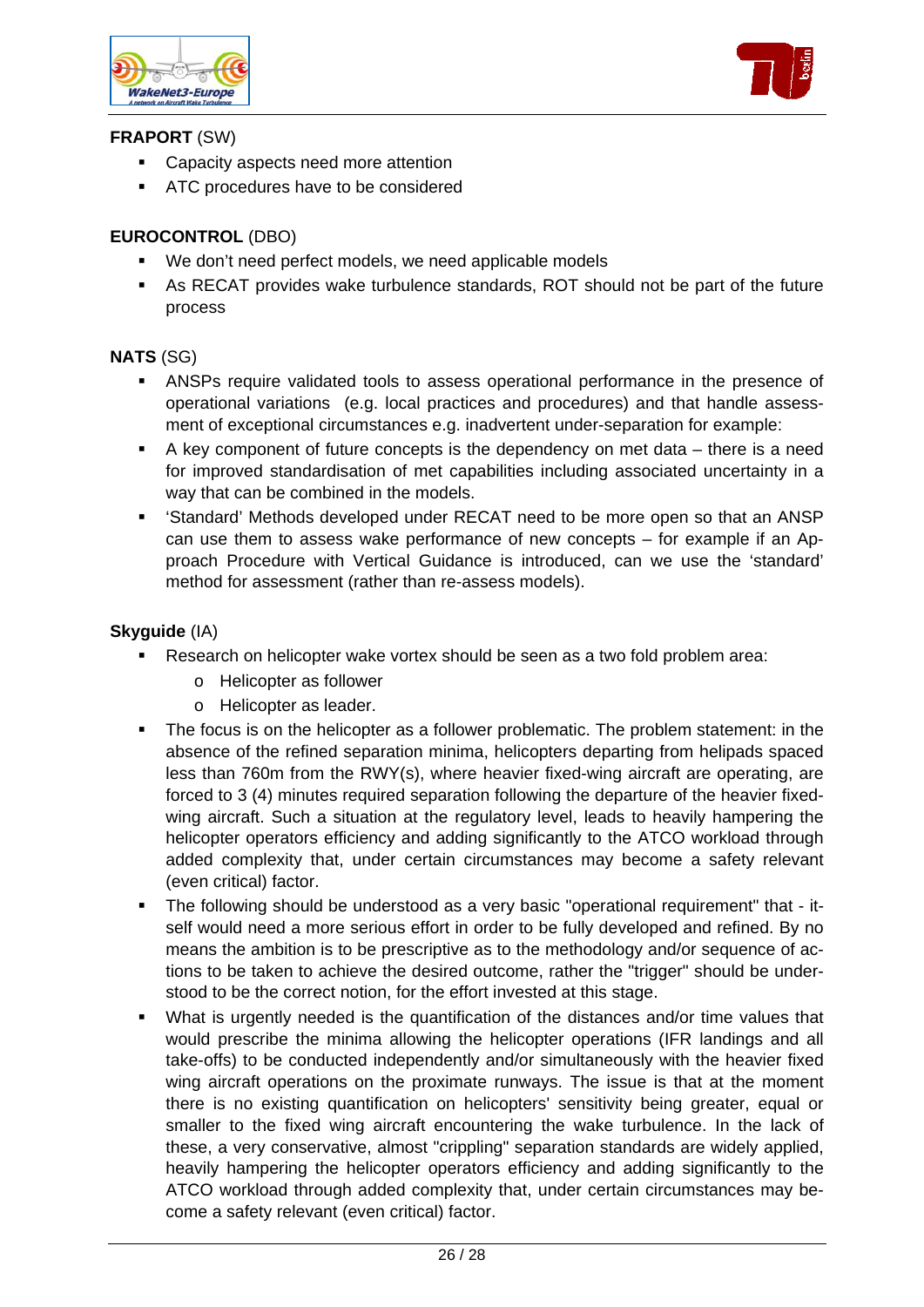**FRAPORT** (SW)

- Capacity aspects need more attention
- ATC procedures have to be considered

**EUROCONTROL** (DBO)

- We don't need perfect models, we need applicable models
- As RECAT provides wake turbulence standards, ROT should not be part of the future process

**NATS** (SG)

- ANSPs require validated tools to assess operational performance in the presence of operational variations (e.g. local practices and procedures) and that handle assessment of exceptional circumstances e.g. inadvertent under-separation for example:
- A key component of future concepts is the dependency on met data – there is a need for improved standardisation of met capabilities including associated uncertainty in a way that can be combined in the models.
- 'Standard' Methods developed under RECAT need to be more open so that an ANSP can use them to assess wake performance of new concepts – for example if an Approach Procedure with Vertical Guidance is introduced, can we use the 'standard' method for assessment (rather than re-assess models).

**Skyguide** (IA)

- Research on helicopter wake vortex should be seen as a two fold problem area:
    - Helicopter as follower
    - Helicopter as leader.
- The focus is on the helicopter as a follower problematic. The problem statement: in the absence of the refined separation minima, helicopters departing from helipads spaced less than 760m from the RWY(s), where heavier fixed-wing aircraft are operating, are forced to 3 (4) minutes required separation following the departure of the heavier fixed-wing aircraft. Such a situation at the regulatory level, leads to heavily hampering the helicopter operators efficiency and adding significantly to the ATCO workload through added complexity that, under certain circumstances may become a safety relevant (even critical) factor.
- The following should be understood as a very basic "operational requirement" that - itself would need a more serious effort in order to be fully developed and refined. By no means the ambition is to be prescriptive as to the methodology and/or sequence of actions to be taken to achieve the desired outcome, rather the "trigger" should be understood to be the correct notion, for the effort invested at this stage.
- What is urgently needed is the quantification of the distances and/or time values that would prescribe the minima allowing the helicopter operations (IFR landings and all take-offs) to be conducted independently and/or simultaneously with the heavier fixed wing aircraft operations on the proximate runways. The issue is that at the moment there is no existing quantification on helicopters' sensitivity being greater, equal or smaller to the fixed wing aircraft encountering the wake turbulence. In the lack of these, a very conservative, almost "crippling" separation standards are widely applied, heavily hampering the helicopter operators efficiency and adding significantly to the ATCO workload through added complexity that, under certain circumstances may become a safety relevant (even critical) factor.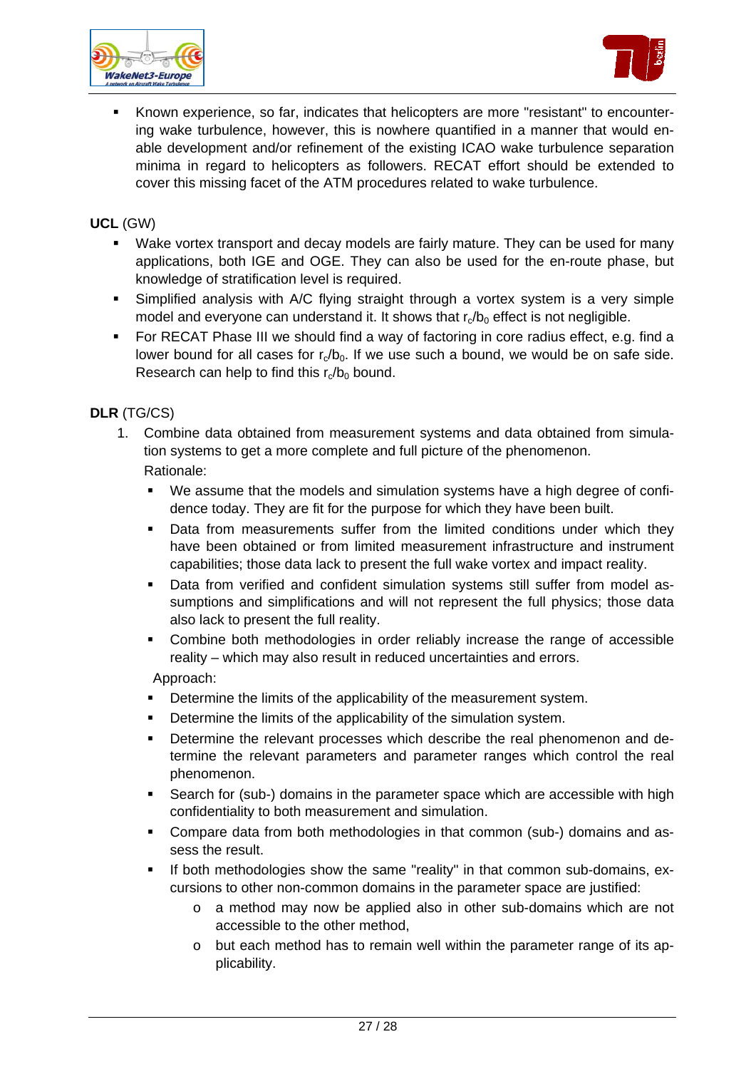- Known experience, so far, indicates that helicopters are more "resistant" to encountering wake turbulence, however, this is nowhere quantified in a manner that would enable development and/or refinement of the existing ICAO wake turbulence separation minima in regard to helicopters as followers. RECAT effort should be extended to cover this missing facet of the ATM procedures related to wake turbulence.

**UCL** (GW)

- Wake vortex transport and decay models are fairly mature. They can be used for many applications, both IGE and OGE. They can also be used for the en-route phase, but knowledge of stratification level is required.
- Simplified analysis with A/C flying straight through a vortex system is a very simple model and everyone can understand it. It shows that $r_c/b_0$ effect is not negligible.
- For RECAT Phase III we should find a way of factoring in core radius effect, e.g. find a lower bound for all cases for $r_c/b_0$. If we use such a bound, we would be on safe side. Research can help to find this $r_c/b_0$ bound.

**DLR** (TG/CS)

1. Combine data obtained from measurement systems and data obtained from simulation systems to get a more complete and full picture of the phenomenon.

   Rationale:

   - We assume that the models and simulation systems have a high degree of confidence today. They are fit for the purpose for which they have been built.
   - Data from measurements suffer from the limited conditions under which they have been obtained or from limited measurement infrastructure and instrument capabilities; those data lack to present the full wake vortex and impact reality.
   - Data from verified and confident simulation systems still suffer from model assumptions and simplifications and will not represent the full physics; those data also lack to present the full reality.
   - Combine both methodologies in order reliably increase the range of accessible reality – which may also result in reduced uncertainties and errors.

   Approach:

   - Determine the limits of the applicability of the measurement system.
   - Determine the limits of the applicability of the simulation system.
   - Determine the relevant processes which describe the real phenomenon and determine the relevant parameters and parameter ranges which control the real phenomenon.
   - Search for (sub-) domains in the parameter space which are accessible with high confidentiality to both measurement and simulation.
   - Compare data from both methodologies in that common (sub-) domains and assess the result.
   - If both methodologies show the same "reality" in that common sub-domains, excursions to other non-common domains in the parameter space are justified:
     - a method may now be applied also in other sub-domains which are not accessible to the other method,
     - but each method has to remain well within the parameter range of its applicability.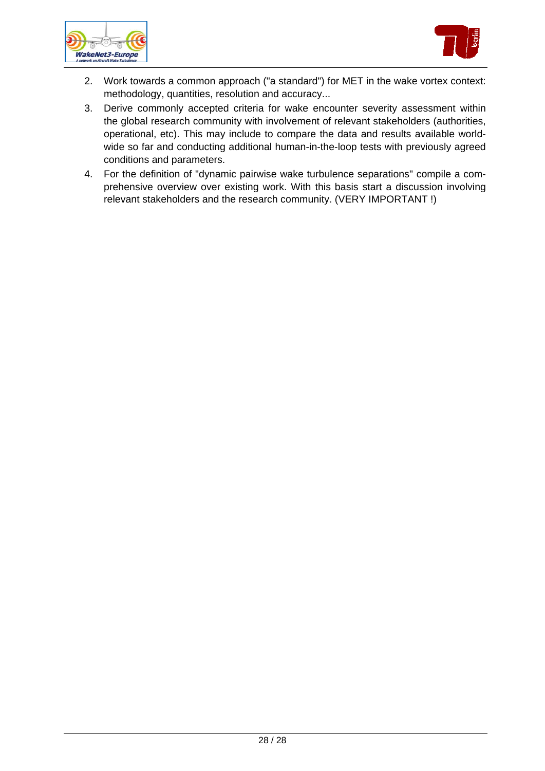2. Work towards a common approach ("a standard") for MET in the wake vortex context: methodology, quantities, resolution and accuracy...
3. Derive commonly accepted criteria for wake encounter severity assessment within the global research community with involvement of relevant stakeholders (authorities, operational, etc). This may include to compare the data and results available world-wide so far and conducting additional human-in-the-loop tests with previously agreed conditions and parameters.
4. For the definition of "dynamic pairwise wake turbulence separations" compile a comprehensive overview over existing work. With this basis start a discussion involving relevant stakeholders and the research community. (VERY IMPORTANT !)